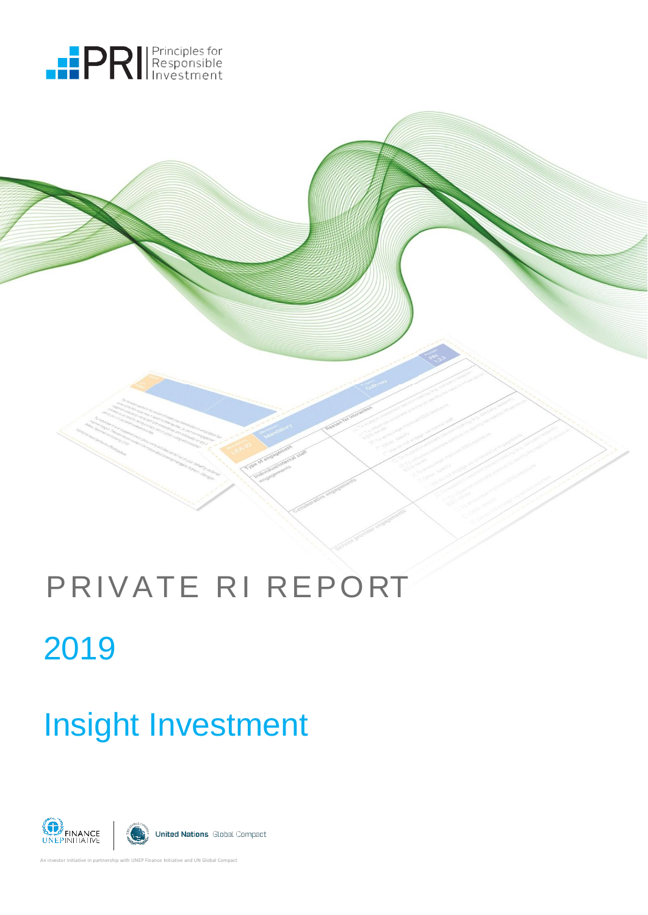Principles for Responsible Investment

# PRIVATE RI REPORT

## 2019

# Insight Investment

An investor initiative in partnership with UNEP Finance Initiative and UN Global Compact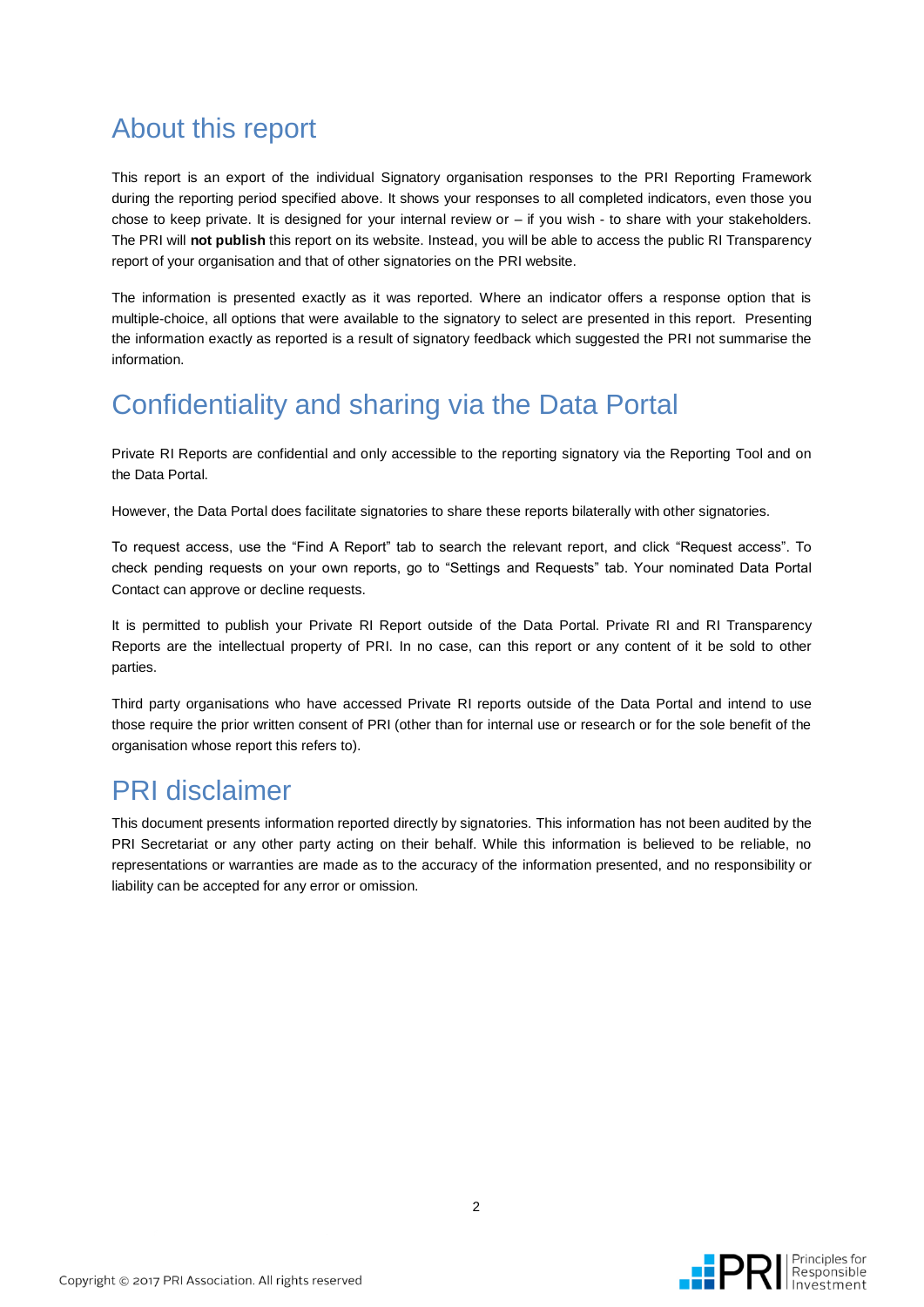# About this report

This report is an export of the individual Signatory organisation responses to the PRI Reporting Framework during the reporting period specified above. It shows your responses to all completed indicators, even those you chose to keep private. It is designed for your internal review or – if you wish - to share with your stakeholders. The PRI will **not publish** this report on its website. Instead, you will be able to access the public RI Transparency report of your organisation and that of other signatories on the PRI website.

The information is presented exactly as it was reported. Where an indicator offers a response option that is multiple-choice, all options that were available to the signatory to select are presented in this report. Presenting the information exactly as reported is a result of signatory feedback which suggested the PRI not summarise the information.

# Confidentiality and sharing via the Data Portal

Private RI Reports are confidential and only accessible to the reporting signatory via the Reporting Tool and on the Data Portal.

However, the Data Portal does facilitate signatories to share these reports bilaterally with other signatories.

To request access, use the "Find A Report" tab to search the relevant report, and click "Request access". To check pending requests on your own reports, go to "Settings and Requests" tab. Your nominated Data Portal Contact can approve or decline requests.

It is permitted to publish your Private RI Report outside of the Data Portal. Private RI and RI Transparency Reports are the intellectual property of PRI. In no case, can this report or any content of it be sold to other parties.

Third party organisations who have accessed Private RI reports outside of the Data Portal and intend to use those require the prior written consent of PRI (other than for internal use or research or for the sole benefit of the organisation whose report this refers to).

# PRI disclaimer

This document presents information reported directly by signatories. This information has not been audited by the PRI Secretariat or any other party acting on their behalf. While this information is believed to be reliable, no representations or warranties are made as to the accuracy of the information presented, and no responsibility or liability can be accepted for any error or omission.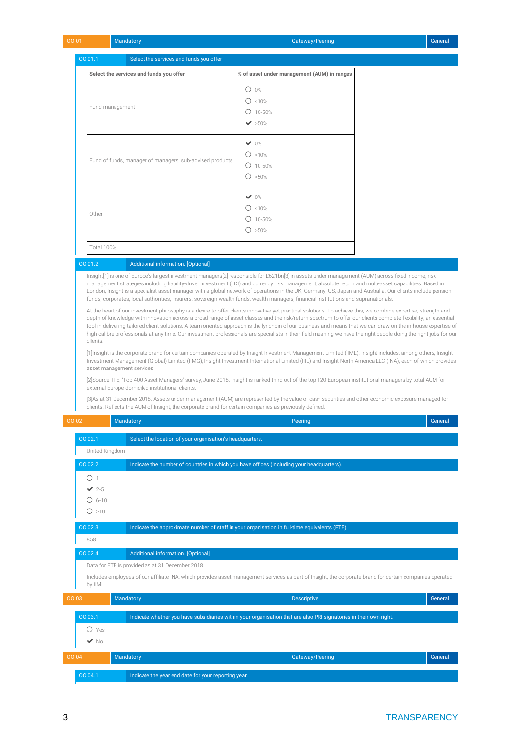| OO 01 | Mandatory | Gateway/Peering | General |
|---|---|---|---|

| OO 01.1 | Select the services and funds you offer |
|---|---|

| Select the services and funds you offer | % of asset under management (AUM) in ranges |
|---|---|
| Fund management | ○ 0%<br>○ <10%<br>○ 10-50%<br>✔ >50% |
| Fund of funds, manager of managers, sub-advised products | ✔ 0%<br>○ <10%<br>○ 10-50%<br>○ >50% |
| Other | ✔ 0%<br>○ <10%<br>○ 10-50%<br>○ >50% |
| Total 100% | |

| OO 01.2 | Additional information. [Optional] |
|---|---|

Insight[1] is one of Europe's largest investment managers[2] responsible for £621bn[3] in assets under management (AUM) across fixed income, risk management strategies including liability-driven investment (LDI) and currency risk management, absolute return and multi-asset capabilities. Based in London, Insight is a specialist asset manager with a global network of operations in the UK, Germany, US, Japan and Australia. Our clients include pension funds, corporates, local authorities, insurers, sovereign wealth funds, wealth managers, financial institutions and supranationals.

At the heart of our investment philosophy is a desire to offer clients innovative yet practical solutions. To achieve this, we combine expertise, strength and depth of knowledge with innovation across a broad range of asset classes and the risk/return spectrum to offer our clients complete flexibility; an essential tool in delivering tailored client solutions. A team-oriented approach is the lynchpin of our business and means that we can draw on the in-house expertise of high calibre professionals at any time. Our investment professionals are specialists in their field meaning we have the right people doing the right jobs for our clients.

[1]Insight is the corporate brand for certain companies operated by Insight Investment Management Limited (IIML). Insight includes, among others, Insight Investment Management (Global) Limited (IIMG), Insight Investment International Limited (IIIL) and Insight North America LLC (INA), each of which provides asset management services.

[2]Source: IPE, 'Top 400 Asset Managers' survey, June 2018. Insight is ranked third out of the top 120 European institutional managers by total AUM for external Europe-domiciled institutional clients.

[3]As at 31 December 2018. Assets under management (AUM) are represented by the value of cash securities and other economic exposure managed for clients. Reflects the AUM of Insight, the corporate brand for certain companies as previously defined.

| OO 02 | Mandatory | Peering | General |
|---|---|---|---|

| OO 02.1 | Select the location of your organisation's headquarters. |
|---|---|

United Kingdom

| OO 02.2 | Indicate the number of countries in which you have offices (including your headquarters). |
|---|---|

- ○ 1
- ✔ 2-5
- ○ 6-10
- ○ >10

| OO 02.3 | Indicate the approximate number of staff in your organisation in full-time equivalents (FTE). |
|---|---|

858

| OO 02.4 | Additional information. [Optional] |
|---|---|

Data for FTE is provided as at 31 December 2018.

Includes employees of our affiliate INA, which provides asset management services as part of Insight, the corporate brand for certain companies operated by IIML.

| OO 03 | Mandatory | Descriptive | General |
|---|---|---|---|

| OO 03.1 | Indicate whether you have subsidiaries within your organisation that are also PRI signatories in their own right. |
|---|---|

- ○ Yes
- ✔ No

| OO 04 | Mandatory | Gateway/Peering | General |
|---|---|---|---|

| OO 04.1 | Indicate the year end date for your reporting year. |
|---|---|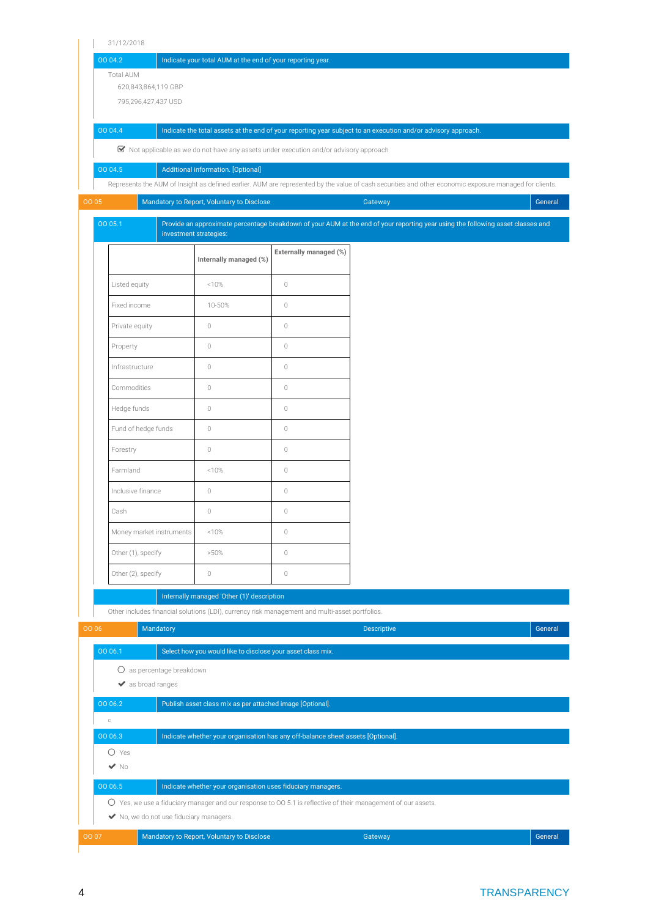31/12/2018

| OO 04.2 | Indicate your total AUM at the end of your reporting year. |
|---|---|

Total AUM

620,843,864,119 GBP

795,296,427,437 USD

| OO 04.4 | Indicate the total assets at the end of your reporting year subject to an execution and/or advisory approach. |
|---|---|

☑ Not applicable as we do not have any assets under execution and/or advisory approach

| OO 04.5 | Additional information. [Optional] |
|---|---|

Represents the AUM of Insight as defined earlier. AUM are represented by the value of cash securities and other economic exposure managed for clients.

| OO 05 | Mandatory to Report, Voluntary to Disclose | Gateway | General |
|---|---|---|---|

| OO 05.1 | Provide an approximate percentage breakdown of your AUM at the end of your reporting year using the following asset classes and investment strategies: |
|---|---|

| | Internally managed (%) | Externally managed (%) |
|---|---|---|
| Listed equity | <10% | 0 |
| Fixed income | 10-50% | 0 |
| Private equity | 0 | 0 |
| Property | 0 | 0 |
| Infrastructure | 0 | 0 |
| Commodities | 0 | 0 |
| Hedge funds | 0 | 0 |
| Fund of hedge funds | 0 | 0 |
| Forestry | 0 | 0 |
| Farmland | <10% | 0 |
| Inclusive finance | 0 | 0 |
| Cash | 0 | 0 |
| Money market instruments | <10% | 0 |
| Other (1), specify | >50% | 0 |
| Other (2), specify | 0 | 0 |

| | Internally managed 'Other (1)' description |
|---|---|

Other includes financial solutions (LDI), currency risk management and multi-asset portfolios.

| OO 06 | Mandatory | Descriptive | General |
|---|---|---|---|

| OO 06.1 | Select how you would like to disclose your asset class mix. |
|---|---|

○ as percentage breakdown

✔ as broad ranges

| OO 06.2 | Publish asset class mix as per attached image [Optional]. |
|---|---|

| OO 06.3 | Indicate whether your organisation has any off-balance sheet assets [Optional]. |
|---|---|

○ Yes

✔ No

| OO 06.5 | Indicate whether your organisation uses fiduciary managers. |
|---|---|

○ Yes, we use a fiduciary manager and our response to OO 5.1 is reflective of their management of our assets.

✔ No, we do not use fiduciary managers.

| OO 07 | Mandatory to Report, Voluntary to Disclose | Gateway | General |
|---|---|---|---|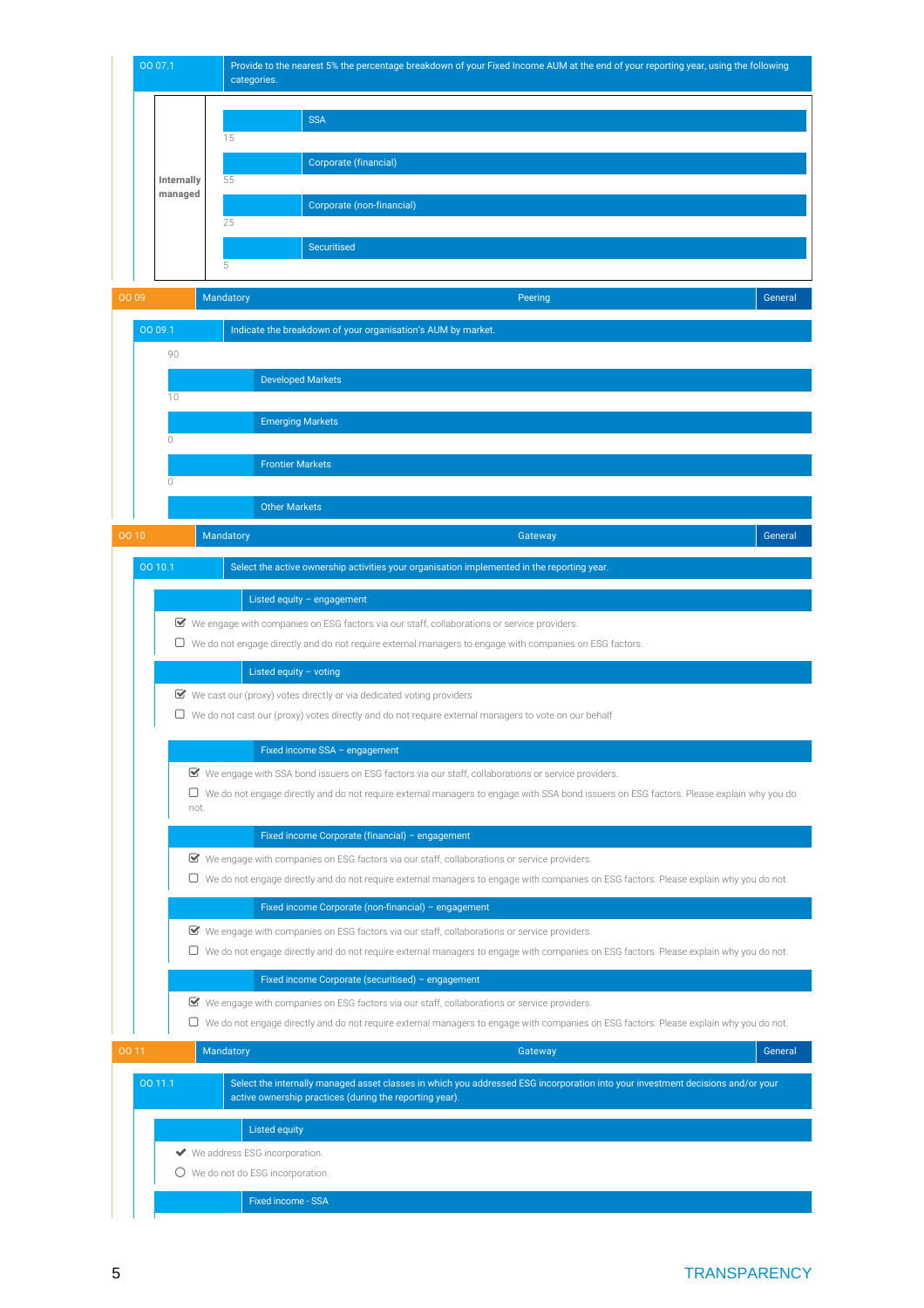| OO 07.1 | Provide to the nearest 5% the percentage breakdown of your Fixed Income AUM at the end of your reporting year, using the following categories. |
|---|---|

| | | |
|---|---|---|
| **Internally managed** | SSA | 15 |
| | Corporate (financial) | 55 |
| | Corporate (non-financial) | 25 |
| | Securitised | 5 |

| OO 09 | Mandatory | Peering | General |
|---|---|---|---|

| OO 09.1 | Indicate the breakdown of your organisation's AUM by market. |
|---|---|

| | |
|---|---|
| 90 | Developed Markets |
| 10 | Emerging Markets |
| 0 | Frontier Markets |
| 0 | Other Markets |

| OO 10 | Mandatory | Gateway | General |
|---|---|---|---|

| OO 10.1 | Select the active ownership activities your organisation implemented in the reporting year. |
|---|---|

**Listed equity – engagement**

- ☑ We engage with companies on ESG factors via our staff, collaborations or service providers.
- ☐ We do not engage directly and do not require external managers to engage with companies on ESG factors.

**Listed equity – voting**

- ☑ We cast our (proxy) votes directly or via dedicated voting providers
- ☐ We do not cast our (proxy) votes directly and do not require external managers to vote on our behalf

**Fixed income SSA – engagement**

- ☑ We engage with SSA bond issuers on ESG factors via our staff, collaborations or service providers.
- ☐ We do not engage directly and do not require external managers to engage with SSA bond issuers on ESG factors. Please explain why you do not.

**Fixed income Corporate (financial) – engagement**

- ☑ We engage with companies on ESG factors via our staff, collaborations or service providers.
- ☐ We do not engage directly and do not require external managers to engage with companies on ESG factors. Please explain why you do not.

**Fixed income Corporate (non-financial) – engagement**

- ☑ We engage with companies on ESG factors via our staff, collaborations or service providers.
- ☐ We do not engage directly and do not require external managers to engage with companies on ESG factors. Please explain why you do not.

**Fixed income Corporate (securitised) – engagement**

- ☑ We engage with companies on ESG factors via our staff, collaborations or service providers.
- ☐ We do not engage directly and do not require external managers to engage with companies on ESG factors. Please explain why you do not.

| OO 11 | Mandatory | Gateway | General |
|---|---|---|---|

| OO 11.1 | Select the internally managed asset classes in which you addressed ESG incorporation into your investment decisions and/or your active ownership practices (during the reporting year). |
|---|---|

**Listed equity**

- ✔ We address ESG incorporation.
- ○ We do not do ESG incorporation.

**Fixed income - SSA**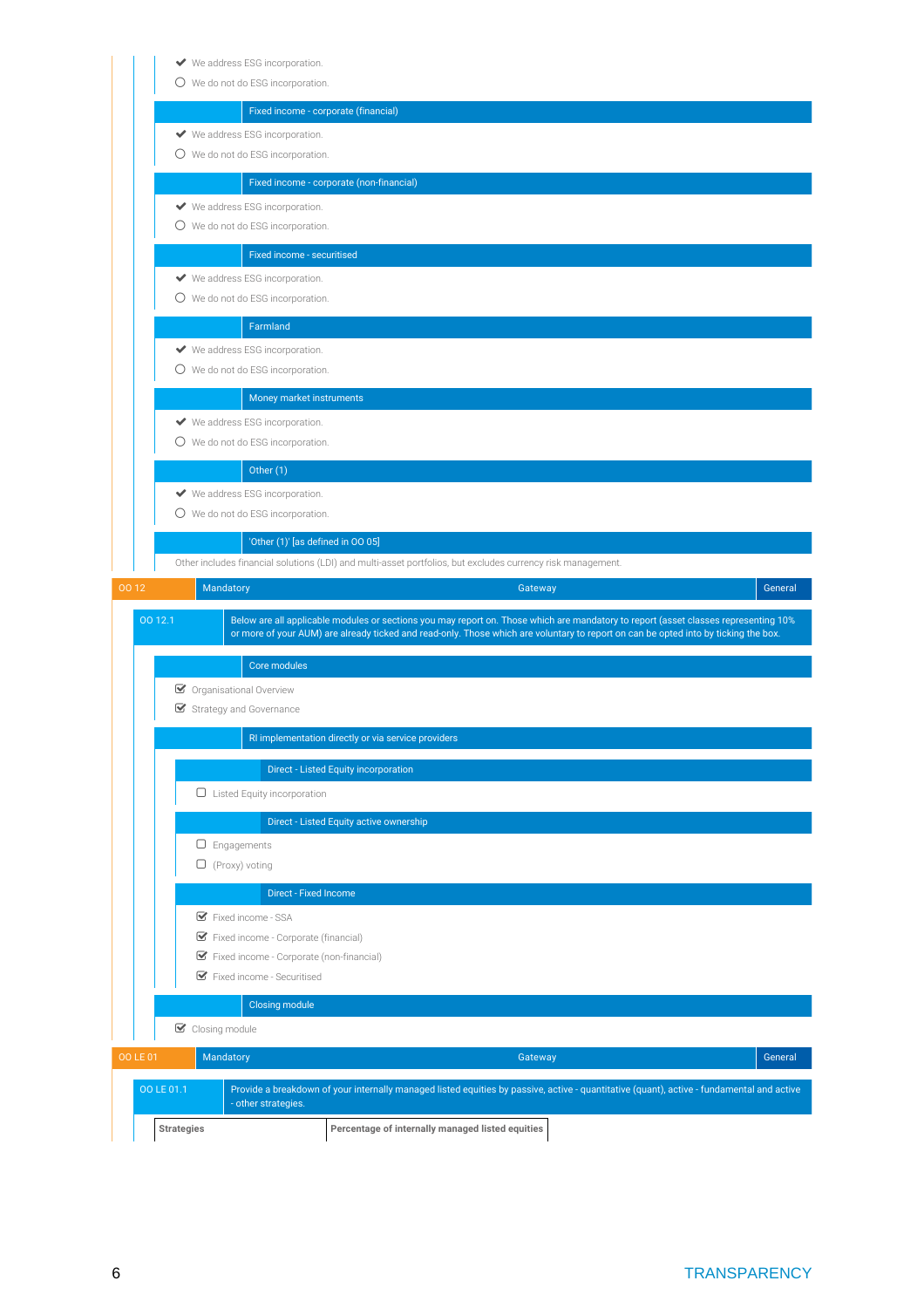- ✔ We address ESG incorporation.
- ○ We do not do ESG incorporation.

**Fixed income - corporate (financial)**

- ✔ We address ESG incorporation.
- ○ We do not do ESG incorporation.

**Fixed income - corporate (non-financial)**

- ✔ We address ESG incorporation.
- ○ We do not do ESG incorporation.

**Fixed income - securitised**

- ✔ We address ESG incorporation.
- ○ We do not do ESG incorporation.

**Farmland**

- ✔ We address ESG incorporation.
- ○ We do not do ESG incorporation.

**Money market instruments**

- ✔ We address ESG incorporation.
- ○ We do not do ESG incorporation.

**Other (1)**

- ✔ We address ESG incorporation.
- ○ We do not do ESG incorporation.

**'Other (1)' [as defined in OO 05]**

Other includes financial solutions (LDI) and multi-asset portfolios, but excludes currency risk management.

| OO 12 | Mandatory | Gateway | General |
|---|---|---|---|

**OO 12.1** Below are all applicable modules or sections you may report on. Those which are mandatory to report (asset classes representing 10% or more of your AUM) are already ticked and read-only. Those which are voluntary to report on can be opted into by ticking the box.

**Core modules**

- ☑ Organisational Overview
- ☑ Strategy and Governance

**RI implementation directly or via service providers**

**Direct - Listed Equity incorporation**

- ☐ Listed Equity incorporation

**Direct - Listed Equity active ownership**

- ☐ Engagements
- ☐ (Proxy) voting

**Direct - Fixed Income**

- ☑ Fixed income - SSA
- ☑ Fixed income - Corporate (financial)
- ☑ Fixed income - Corporate (non-financial)
- ☑ Fixed income - Securitised

**Closing module**

- ☑ Closing module

| OO LE 01 | Mandatory | Gateway | General |
|---|---|---|---|

**OO LE 01.1** Provide a breakdown of your internally managed listed equities by passive, active - quantitative (quant), active - fundamental and active - other strategies.

| Strategies | Percentage of internally managed listed equities |
|---|---|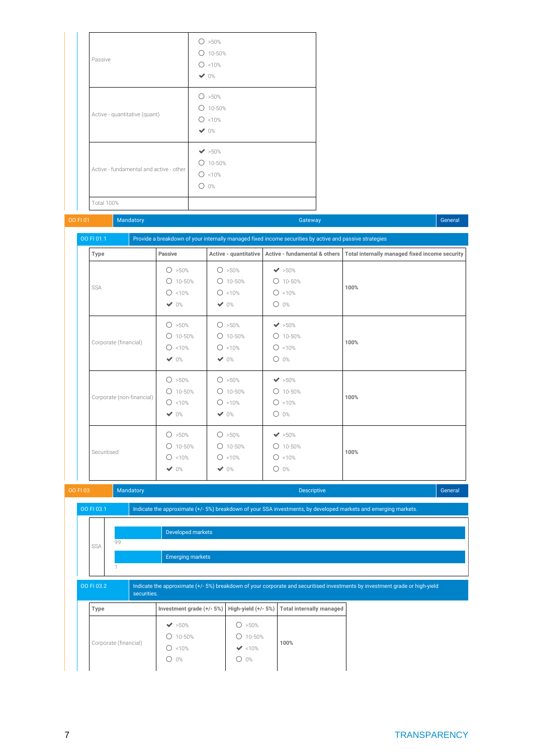| | |
|---|---|
| Passive | ○ >50%<br>○ 10-50%<br>○ <10%<br>✔ 0% |
| Active - quantitative (quant) | ○ >50%<br>○ 10-50%<br>○ <10%<br>✔ 0% |
| Active - fundamental and active - other | ✔ >50%<br>○ 10-50%<br>○ <10%<br>○ 0% |
| Total 100% | |

| OO FI 01 | Mandatory | Gateway | General |
|---|---|---|---|

| OO FI 01.1 | Provide a breakdown of your internally managed fixed income securities by active and passive strategies |
|---|---|

| Type | Passive | Active - quantitative | Active - fundamental & others | Total internally managed fixed income security |
|---|---|---|---|---|
| SSA | ○ >50%<br>○ 10-50%<br>○ <10%<br>✔ 0% | ○ >50%<br>○ 10-50%<br>○ <10%<br>✔ 0% | ✔ >50%<br>○ 10-50%<br>○ <10%<br>○ 0% | **100%** |
| Corporate (financial) | ○ >50%<br>○ 10-50%<br>○ <10%<br>✔ 0% | ○ >50%<br>○ 10-50%<br>○ <10%<br>✔ 0% | ✔ >50%<br>○ 10-50%<br>○ <10%<br>○ 0% | **100%** |
| Corporate (non-financial) | ○ >50%<br>○ 10-50%<br>○ <10%<br>✔ 0% | ○ >50%<br>○ 10-50%<br>○ <10%<br>✔ 0% | ✔ >50%<br>○ 10-50%<br>○ <10%<br>○ 0% | **100%** |
| Securitised | ○ >50%<br>○ 10-50%<br>○ <10%<br>✔ 0% | ○ >50%<br>○ 10-50%<br>○ <10%<br>✔ 0% | ✔ >50%<br>○ 10-50%<br>○ <10%<br>○ 0% | **100%** |

| OO FI 03 | Mandatory | Descriptive | General |
|---|---|---|---|

| OO FI 03.1 | Indicate the approximate (+/- 5%) breakdown of your SSA investments, by developed markets and emerging markets. |
|---|---|

| | | |
|---|---|---|
| SSA | Developed markets | 99 |
| | Emerging markets | 1 |

| OO FI 03.2 | Indicate the approximate (+/- 5%) breakdown of your corporate and securitised investments by investment grade or high-yield securities. |
|---|---|

| Type | Investment grade (+/- 5%) | High-yield (+/- 5%) | Total internally managed |
|---|---|---|---|
| Corporate (financial) | ✔ >50%<br>○ 10-50%<br>○ <10%<br>○ 0% | ○ >50%<br>○ 10-50%<br>✔ <10%<br>○ 0% | **100%** |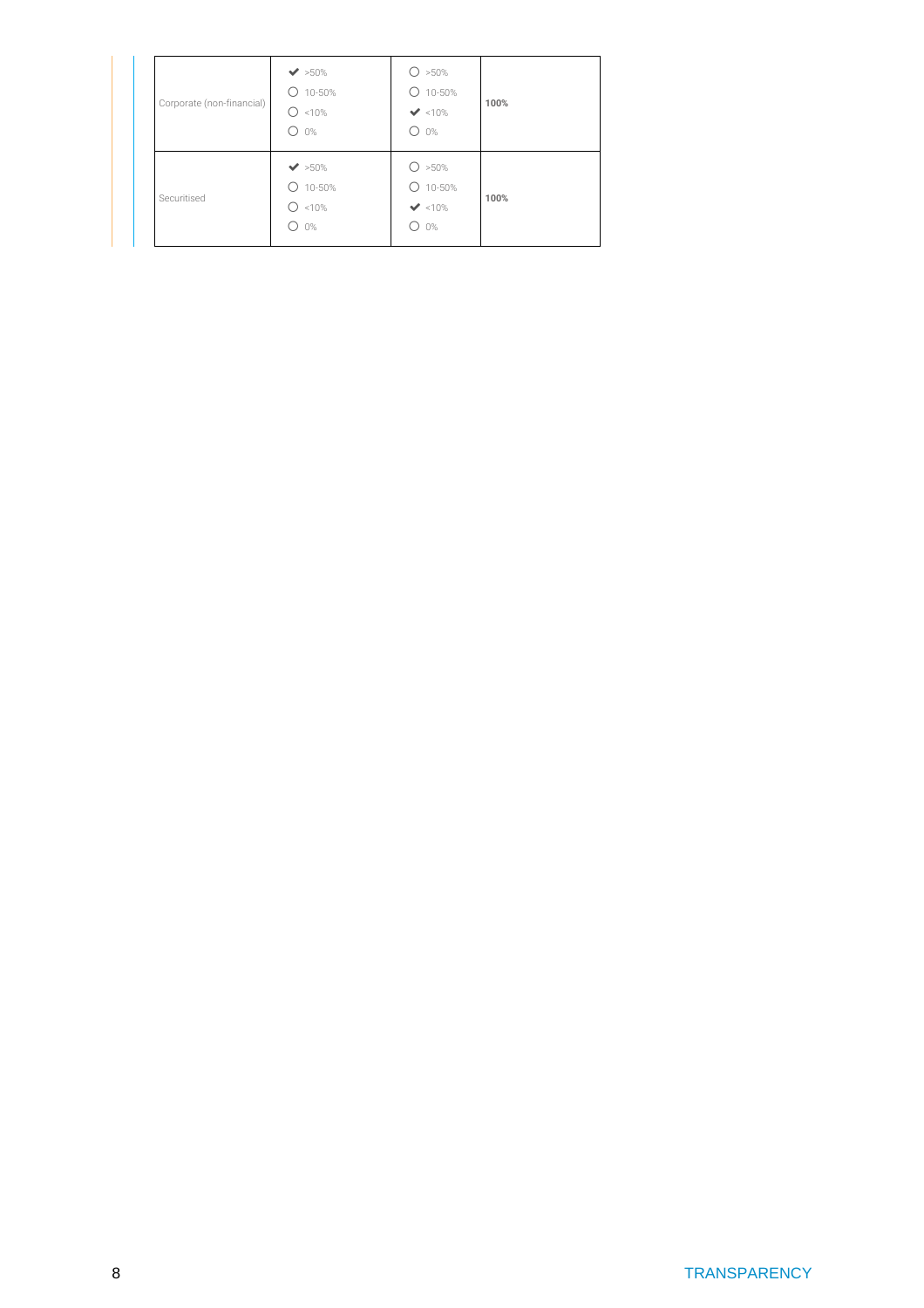| | | | |
|---|---|---|---|
| Corporate (non-financial) | ✔ >50%<br>○ 10-50%<br>○ <10%<br>○ 0% | ○ >50%<br>○ 10-50%<br>✔ <10%<br>○ 0% | **100%** |
| Securitised | ✔ >50%<br>○ 10-50%<br>○ <10%<br>○ 0% | ○ >50%<br>○ 10-50%<br>✔ <10%<br>○ 0% | **100%** |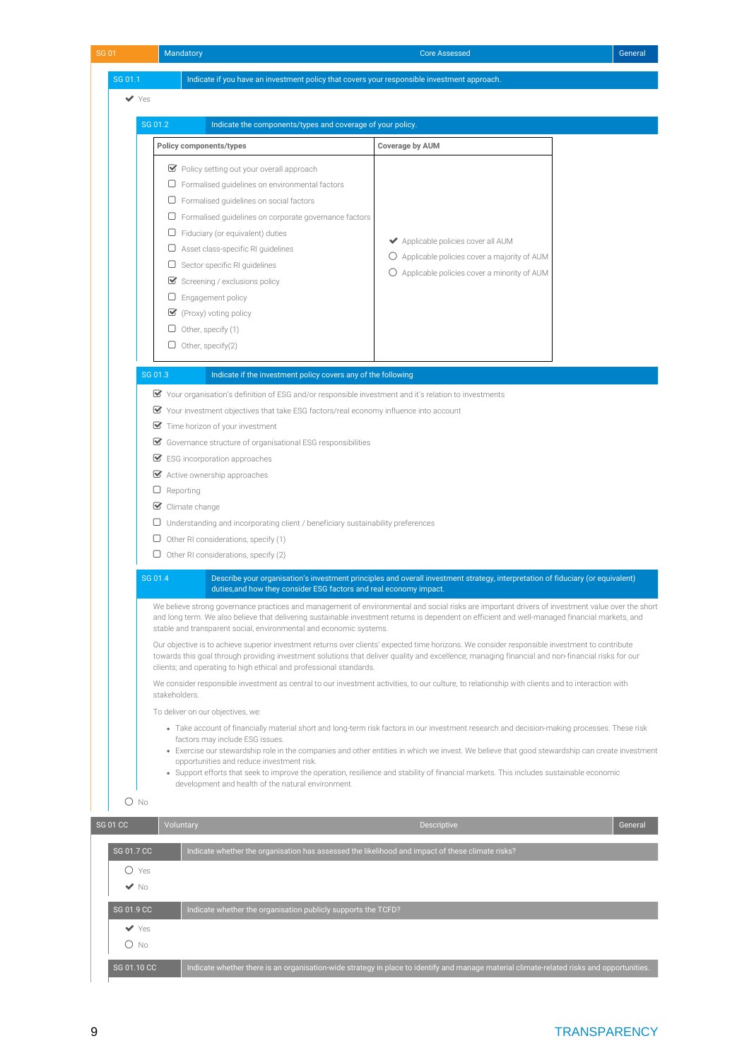| SG 01 | Mandatory | Core Assessed | General |
|---|---|---|---|

**SG 01.1** Indicate if you have an investment policy that covers your responsible investment approach.

✔ Yes

**SG 01.2** Indicate the components/types and coverage of your policy.

| Policy components/types | Coverage by AUM |
|---|---|
| ☑ Policy setting out your overall approach<br>☐ Formalised guidelines on environmental factors<br>☐ Formalised guidelines on social factors<br>☐ Formalised guidelines on corporate governance factors<br>☐ Fiduciary (or equivalent) duties<br>☐ Asset class-specific RI guidelines<br>☐ Sector specific RI guidelines<br>☑ Screening / exclusions policy<br>☐ Engagement policy<br>☑ (Proxy) voting policy<br>☐ Other, specify (1)<br>☐ Other, specify(2) | ✔ Applicable policies cover all AUM<br>○ Applicable policies cover a majority of AUM<br>○ Applicable policies cover a minority of AUM |

**SG 01.3** Indicate if the investment policy covers any of the following

- ☑ Your organisation's definition of ESG and/or responsible investment and it's relation to investments
- ☑ Your investment objectives that take ESG factors/real economy influence into account
- ☑ Time horizon of your investment
- ☑ Governance structure of organisational ESG responsibilities
- ☑ ESG incorporation approaches
- ☑ Active ownership approaches
- ☐ Reporting
- ☑ Climate change
- ☐ Understanding and incorporating client / beneficiary sustainability preferences
- ☐ Other RI considerations, specify (1)
- ☐ Other RI considerations, specify (2)

**SG 01.4** Describe your organisation's investment principles and overall investment strategy, interpretation of fiduciary (or equivalent) duties,and how they consider ESG factors and real economy impact.

We believe strong governance practices and management of environmental and social risks are important drivers of investment value over the short and long term. We also believe that delivering sustainable investment returns is dependent on efficient and well-managed financial markets, and stable and transparent social, environmental and economic systems.

Our objective is to achieve superior investment returns over clients' expected time horizons. We consider responsible investment to contribute towards this goal through providing investment solutions that deliver quality and excellence; managing financial and non-financial risks for our clients; and operating to high ethical and professional standards.

We consider responsible investment as central to our investment activities, to our culture, to relationship with clients and to interaction with stakeholders.

To deliver on our objectives, we:

- Take account of financially material short and long-term risk factors in our investment research and decision-making processes. These risk factors may include ESG issues.
- Exercise our stewardship role in the companies and other entities in which we invest. We believe that good stewardship can create investment opportunities and reduce investment risk.
- Support efforts that seek to improve the operation, resilience and stability of financial markets. This includes sustainable economic development and health of the natural environment.

○ No

| SG 01 CC | Voluntary | Descriptive | General |
|---|---|---|---|

**SG 01.7 CC** Indicate whether the organisation has assessed the likelihood and impact of these climate risks?

○ Yes

✔ No

**SG 01.9 CC** Indicate whether the organisation publicly supports the TCFD?

✔ Yes

○ No

**SG 01.10 CC** Indicate whether there is an organisation-wide strategy in place to identify and manage material climate-related risks and opportunities.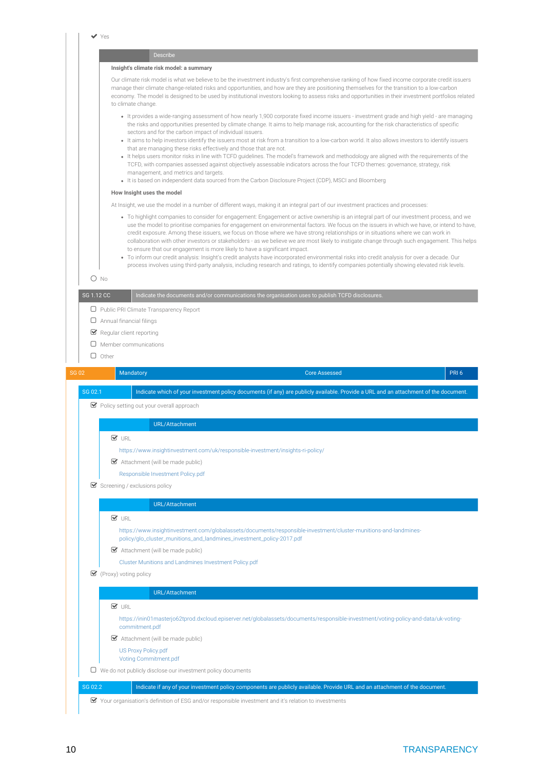✔ Yes

| Describe |
| --- |

**Insight's climate risk model: a summary**

Our climate risk model is what we believe to be the investment industry's first comprehensive ranking of how fixed income corporate credit issuers manage their climate change-related risks and opportunities, and how are they are positioning themselves for the transition to a low-carbon economy. The model is designed to be used by institutional investors looking to assess risks and opportunities in their investment portfolios related to climate change.

- It provides a wide-ranging assessment of how nearly 1,900 corporate fixed income issuers - investment grade and high yield - are managing the risks and opportunities presented by climate change. It aims to help manage risk, accounting for the risk characteristics of specific sectors and for the carbon impact of individual issuers.
- It aims to help investors identify the issuers most at risk from a transition to a low-carbon world. It also allows investors to identify issuers that are managing these risks effectively and those that are not.
- It helps users monitor risks in line with TCFD guidelines. The model's framework and methodology are aligned with the requirements of the TCFD, with companies assessed against objectively assessable indicators across the four TCFD themes: governance, strategy, risk management, and metrics and targets.
- It is based on independent data sourced from the Carbon Disclosure Project (CDP), MSCI and Bloomberg

**How Insight uses the model**

At Insight, we use the model in a number of different ways, making it an integral part of our investment practices and processes:

- To highlight companies to consider for engagement: Engagement or active ownership is an integral part of our investment process, and we use the model to prioritise companies for engagement on environmental factors. We focus on the issuers in which we have, or intend to have, credit exposure. Among these issuers, we focus on those where we have strong relationships or in situations where we can work in collaboration with other investors or stakeholders - as we believe we are most likely to instigate change through such engagement. This helps to ensure that our engagement is more likely to have a significant impact.
- To inform our credit analysis: Insight's credit analysts have incorporated environmental risks into credit analysis for over a decade. Our process involves using third-party analysis, including research and ratings, to identify companies potentially showing elevated risk levels.

○ No

| SG 1.12 CC | Indicate the documents and/or communications the organisation uses to publish TCFD disclosures. |
| --- | --- |

☐ Public PRI Climate Transparency Report

☐ Annual financial filings

☑ Regular client reporting

☐ Member communications

☐ Other

| SG 02 | Mandatory | Core Assessed | PRI 6 |
| --- | --- | --- | --- |

| SG 02.1 | Indicate which of your investment policy documents (if any) are publicly available. Provide a URL and an attachment of the document. |
| --- | --- |

☑ Policy setting out your overall approach

| URL/Attachment |
| --- |

☑ URL

https://www.insightinvestment.com/uk/responsible-investment/insights-ri-policy/

☑ Attachment (will be made public)

Responsible Investment Policy.pdf

☑ Screening / exclusions policy

| URL/Attachment |
| --- |

☑ URL

https://www.insightinvestment.com/globalassets/documents/responsible-investment/cluster-munitions-and-landmines-policy/glo_cluster_munitions_and_landmines_investment_policy-2017.pdf

☑ Attachment (will be made public)

Cluster Munitions and Landmines Investment Policy.pdf

☑ (Proxy) voting policy

| URL/Attachment |
| --- |

☑ URL

https://inin01masterjo62tprod.dxcloud.episerver.net/globalassets/documents/responsible-investment/voting-policy-and-data/uk-voting-commitment.pdf

☑ Attachment (will be made public)

US Proxy Policy.pdf
Voting Commitment.pdf

☐ We do not publicly disclose our investment policy documents

| SG 02.2 | Indicate if any of your investment policy components are publicly available. Provide URL and an attachment of the document. |
| --- | --- |

☑ Your organisation's definition of ESG and/or responsible investment and it's relation to investments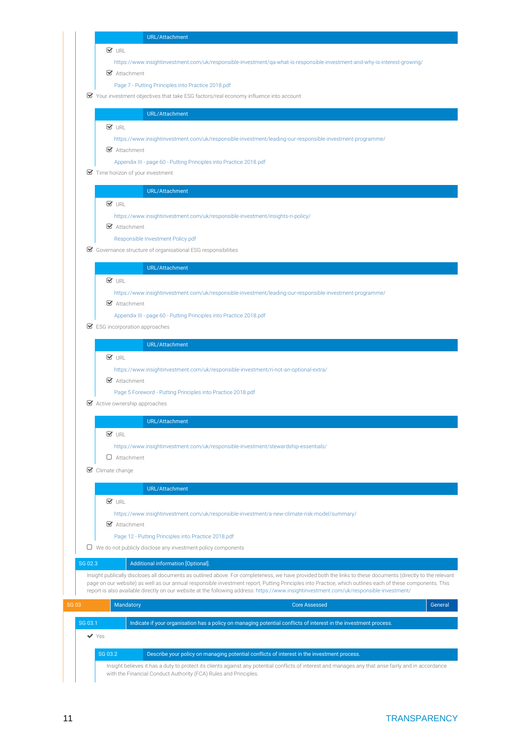| URL/Attachment |
|---|

☑ URL

https://www.insightinvestment.com/uk/responsible-investment/qa-what-is-responsible-investment-and-why-is-interest-growing/

☑ Attachment

Page 7 - Putting Principles into Practice 2018.pdf

☑ Your investment objectives that take ESG factors/real economy influence into account

| URL/Attachment |
|---|

☑ URL

https://www.insightinvestment.com/uk/responsible-investment/leading-our-responsible-investment-programme/

☑ Attachment

Appendix III - page 60 - Putting Principles into Practice 2018.pdf

☑ Time horizon of your investment

| URL/Attachment |
|---|

☑ URL

https://www.insightinvestment.com/uk/responsible-investment/insights-ri-policy/

☑ Attachment

Responsible Investment Policy.pdf

☑ Governance structure of organisational ESG responsibilities

| URL/Attachment |
|---|

☑ URL

https://www.insightinvestment.com/uk/responsible-investment/leading-our-responsible-investment-programme/

☑ Attachment

Appendix III - page 60 - Putting Principles into Practice 2018.pdf

☑ ESG incorporation approaches

| URL/Attachment |
|---|

☑ URL

https://www.insightinvestment.com/uk/responsible-investment/ri-not-an-optional-extra/

☑ Attachment

Page 5 Foreword - Putting Principles into Practice 2018.pdf

☑ Active ownership approaches

| URL/Attachment |
|---|

☑ URL

https://www.insightinvestment.com/uk/responsible-investment/stewardship-essentials/

☐ Attachment

☑ Climate change

| URL/Attachment |
|---|

☑ URL

https://www.insightinvestment.com/uk/responsible-investment/a-new-climate-risk-model/summary/

☑ Attachment

Page 12 - Putting Principles into Practice 2018.pdf

☐ We do not publicly disclose any investment policy components

| SG 02.3 | Additional information [Optional]. |
|---|---|

Insight publically discloses all documents as outlined above. For completeness, we have provided both the links to these documents (directly to the relevant page on our website) as well as our annual responsible investment report, Putting Principles into Practice, which outlines each of these components. This report is also available directly on our website at the following address: https://www.insightinvestment.com/uk/responsible-investment/

| SG 03 | Mandatory | Core Assessed | General |
|---|---|---|---|

| SG 03.1 | Indicate if your organisation has a policy on managing potential conflicts of interest in the investment process. |
|---|---|

✔ Yes

| SG 03.2 | Describe your policy on managing potential conflicts of interest in the investment process. |
|---|---|

Insight believes it has a duty to protect its clients against any potential conflicts of interest and manages any that arise fairly and in accordance with the Financial Conduct Authority (FCA) Rules and Principles.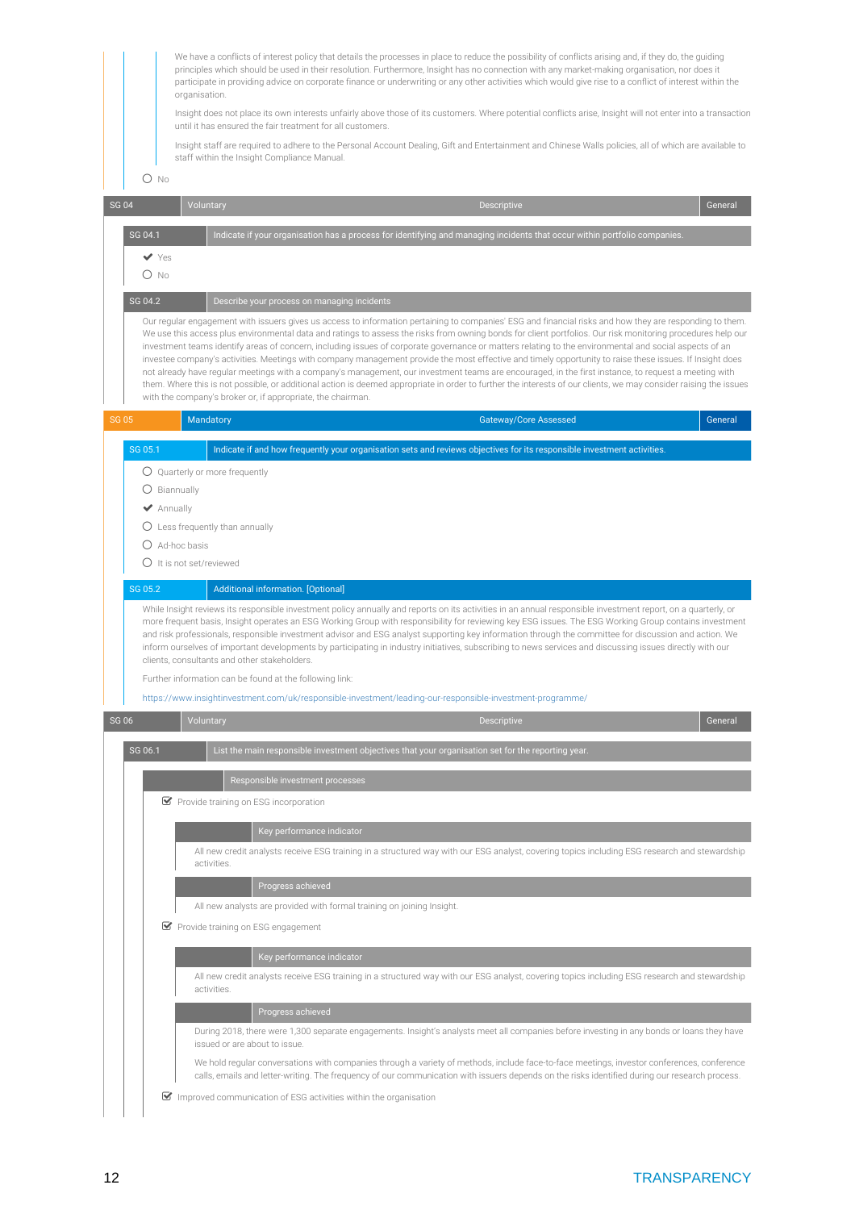We have a conflicts of interest policy that details the processes in place to reduce the possibility of conflicts arising and, if they do, the guiding principles which should be used in their resolution. Furthermore, Insight has no connection with any market-making organisation, nor does it participate in providing advice on corporate finance or underwriting or any other activities which would give rise to a conflict of interest within the organisation.

Insight does not place its own interests unfairly above those of its customers. Where potential conflicts arise, Insight will not enter into a transaction until it has ensured the fair treatment for all customers.

Insight staff are required to adhere to the Personal Account Dealing, Gift and Entertainment and Chinese Walls policies, all of which are available to staff within the Insight Compliance Manual.

○ No

| SG 04 | Voluntary | Descriptive | General |
|---|---|---|---|

**SG 04.1** Indicate if your organisation has a process for identifying and managing incidents that occur within portfolio companies.

✔ Yes

○ No

**SG 04.2** Describe your process on managing incidents

Our regular engagement with issuers gives us access to information pertaining to companies' ESG and financial risks and how they are responding to them. We use this access plus environmental data and ratings to assess the risks from owning bonds for client portfolios. Our risk monitoring procedures help our investment teams identify areas of concern, including issues of corporate governance or matters relating to the environmental and social aspects of an investee company's activities. Meetings with company management provide the most effective and timely opportunity to raise these issues. If Insight does not already have regular meetings with a company's management, our investment teams are encouraged, in the first instance, to request a meeting with them. Where this is not possible, or additional action is deemed appropriate in order to further the interests of our clients, we may consider raising the issues with the company's broker or, if appropriate, the chairman.

| SG 05 | Mandatory | Gateway/Core Assessed | General |
|---|---|---|---|

**SG 05.1** Indicate if and how frequently your organisation sets and reviews objectives for its responsible investment activities.

○ Quarterly or more frequently

○ Biannually

✔ Annually

○ Less frequently than annually

○ Ad-hoc basis

○ It is not set/reviewed

**SG 05.2** Additional information. [Optional]

While Insight reviews its responsible investment policy annually and reports on its activities in an annual responsible investment report, on a quarterly, or more frequent basis, Insight operates an ESG Working Group with responsibility for reviewing key ESG issues. The ESG Working Group contains investment and risk professionals, responsible investment advisor and ESG analyst supporting key information through the committee for discussion and action. We inform ourselves of important developments by participating in industry initiatives, subscribing to news services and discussing issues directly with our clients, consultants and other stakeholders.

Further information can be found at the following link:

https://www.insightinvestment.com/uk/responsible-investment/leading-our-responsible-investment-programme/

| SG 06 | Voluntary | Descriptive | General |
|---|---|---|---|

**SG 06.1** List the main responsible investment objectives that your organisation set for the reporting year.

**Responsible investment processes**

☑ Provide training on ESG incorporation

**Key performance indicator**

All new credit analysts receive ESG training in a structured way with our ESG analyst, covering topics including ESG research and stewardship activities.

**Progress achieved**

All new analysts are provided with formal training on joining Insight.

☑ Provide training on ESG engagement

**Key performance indicator**

All new credit analysts receive ESG training in a structured way with our ESG analyst, covering topics including ESG research and stewardship activities.

**Progress achieved**

During 2018, there were 1,300 separate engagements. Insight's analysts meet all companies before investing in any bonds or loans they have issued or are about to issue.

We hold regular conversations with companies through a variety of methods, include face-to-face meetings, investor conferences, conference calls, emails and letter-writing. The frequency of our communication with issuers depends on the risks identified during our research process.

☑ Improved communication of ESG activities within the organisation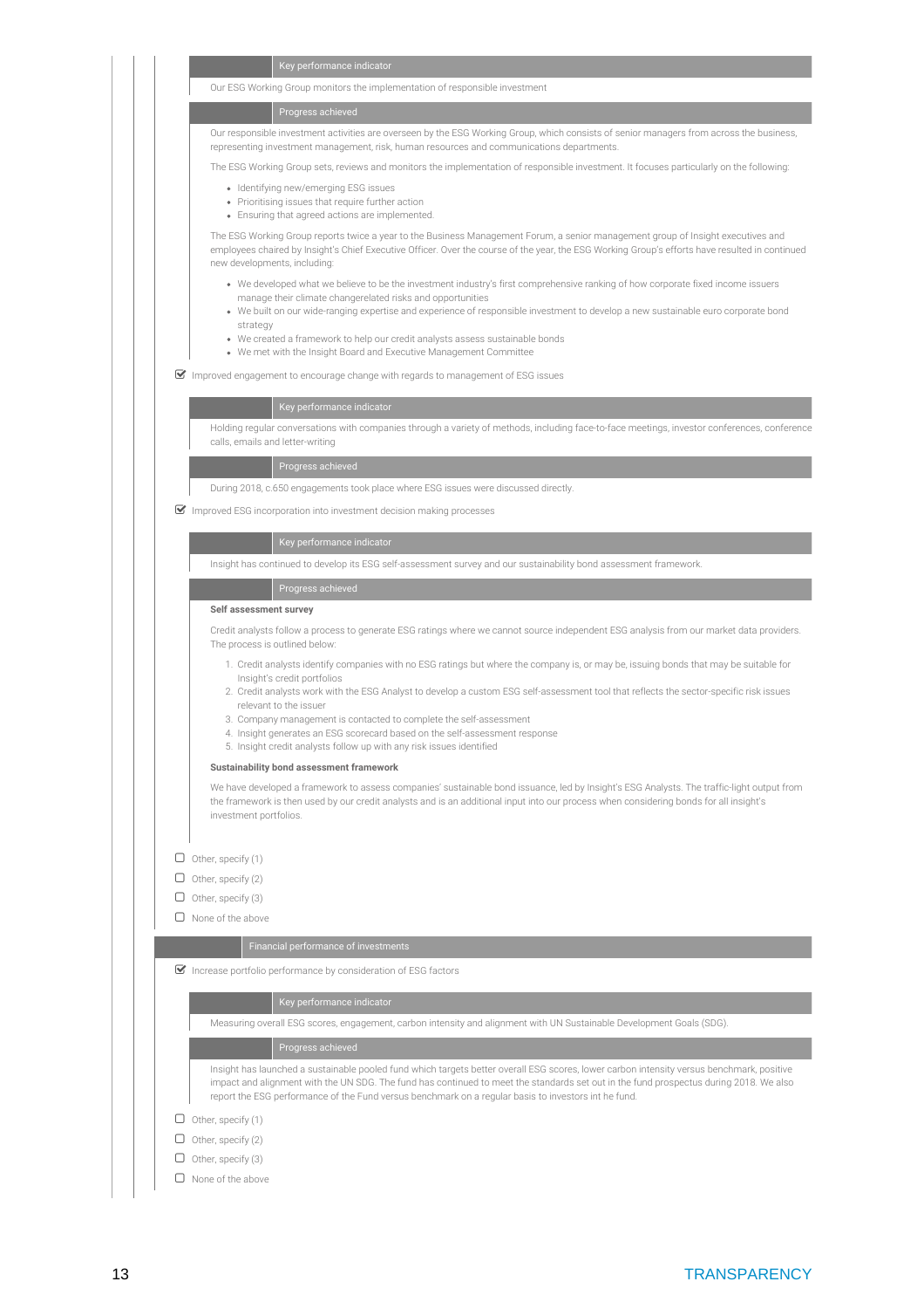Key performance indicator

Our ESG Working Group monitors the implementation of responsible investment

Progress achieved

Our responsible investment activities are overseen by the ESG Working Group, which consists of senior managers from across the business, representing investment management, risk, human resources and communications departments.

The ESG Working Group sets, reviews and monitors the implementation of responsible investment. It focuses particularly on the following:

- Identifying new/emerging ESG issues
- Prioritising issues that require further action
- Ensuring that agreed actions are implemented.

The ESG Working Group reports twice a year to the Business Management Forum, a senior management group of Insight executives and employees chaired by Insight's Chief Executive Officer. Over the course of the year, the ESG Working Group's efforts have resulted in continued new developments, including:

- We developed what we believe to be the investment industry's first comprehensive ranking of how corporate fixed income issuers manage their climate changerelated risks and opportunities
- We built on our wide-ranging expertise and experience of responsible investment to develop a new sustainable euro corporate bond strategy
- We created a framework to help our credit analysts assess sustainable bonds
- We met with the Insight Board and Executive Management Committee

☑ Improved engagement to encourage change with regards to management of ESG issues

Key performance indicator

Holding regular conversations with companies through a variety of methods, including face-to-face meetings, investor conferences, conference calls, emails and letter-writing

Progress achieved

During 2018, c.650 engagements took place where ESG issues were discussed directly.

☑ Improved ESG incorporation into investment decision making processes

Key performance indicator

Insight has continued to develop its ESG self-assessment survey and our sustainability bond assessment framework.

Progress achieved

**Self assessment survey**

Credit analysts follow a process to generate ESG ratings where we cannot source independent ESG analysis from our market data providers. The process is outlined below:

1. Credit analysts identify companies with no ESG ratings but where the company is, or may be, issuing bonds that may be suitable for Insight's credit portfolios
2. Credit analysts work with the ESG Analyst to develop a custom ESG self-assessment tool that reflects the sector-specific risk issues relevant to the issuer
3. Company management is contacted to complete the self-assessment
4. Insight generates an ESG scorecard based on the self-assessment response
5. Insight credit analysts follow up with any risk issues identified

**Sustainability bond assessment framework**

We have developed a framework to assess companies' sustainable bond issuance, led by Insight's ESG Analysts. The traffic-light output from the framework is then used by our credit analysts and is an additional input into our process when considering bonds for all insight's investment portfolios.

☐ Other, specify (1)

☐ Other, specify (2)

☐ Other, specify (3)

☐ None of the above

Financial performance of investments

☑ Increase portfolio performance by consideration of ESG factors

Key performance indicator

Measuring overall ESG scores, engagement, carbon intensity and alignment with UN Sustainable Development Goals (SDG).

Progress achieved

Insight has launched a sustainable pooled fund which targets better overall ESG scores, lower carbon intensity versus benchmark, positive impact and alignment with the UN SDG. The fund has continued to meet the standards set out in the fund prospectus during 2018. We also report the ESG performance of the Fund versus benchmark on a regular basis to investors int he fund.

☐ Other, specify (1)

☐ Other, specify (2)

☐ Other, specify (3)

☐ None of the above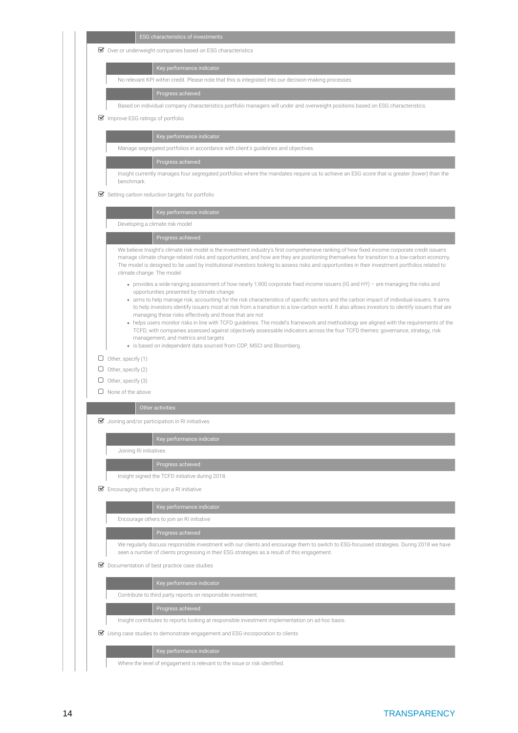### ESG characteristics of investments

☑ Over or underweight companies based on ESG characteristics

**Key performance indicator**

No relevant KPI within credit. Please note that this is integrated into our decision-making processes.

**Progress achieved**

Based on individual company characteristics portfolio managers will under and overweight positions based on ESG characteristics.

☑ Improve ESG ratings of portfolio

**Key performance indicator**

Manage segregated portfolios in accordance with client's guidelines and objectives.

**Progress achieved**

Insight currently manages four segregated portfolios where the mandates require us to achieve an ESG score that is greater (lower) than the benchmark.

☑ Setting carbon reduction targets for portfolio

**Key performance indicator**

Developing a climate risk model

**Progress achieved**

We believe Insight's climate risk model is the investment industry's first comprehensive ranking of how fixed income corporate credit issuers manage climate change-related risks and opportunities, and how are they are positioning themselves for transition to a low-carbon economy. The model is designed to be used by institutional investors looking to assess risks and opportunities in their investment portfolios related to climate change. The model:

- provides a wide-ranging assessment of how nearly 1,900 corporate fixed income issuers (IG and HY) – are managing the risks and opportunities presented by climate change
- aims to help manage risk, accounting for the risk characteristics of specific sectors and the carbon impact of individual issuers. It aims to help investors identify issuers most at risk from a transition to a low-carbon world. It also allows investors to identify issuers that are managing these risks effectively and those that are not
- helps users monitor risks in line with TCFD guidelines. The model's framework and methodology are aligned with the requirements of the TCFD, with companies assessed against objectively assessable indicators across the four TCFD themes: governance, strategy, risk management, and metrics and targets
- is based on independent data sourced from CDP, MSCI and Bloomberg.

☐ Other, specify (1)

☐ Other, specify (2)

☐ Other, specify (3)

☐ None of the above

### Other activities

☑ Joining and/or participation in RI initiatives

**Key performance indicator**

Joining RI initiatives

**Progress achieved**

Insight signed the TCFD initiative during 2018.

☑ Encouraging others to join a RI initiative

**Key performance indicator**

Encourage others to join an RI initiative

**Progress achieved**

We regularly discuss responsible investment with our clients and encourage them to switch to ESG-focussed strategies. During 2018 we have seen a number of clients progressing in their ESG strategies as a result of this engagement.

☑ Documentation of best practice case studies

**Key performance indicator**

Contribute to third party reports on responsible investment.

**Progress achieved**

Insight contributes to reports looking at responsible investment implementation on ad hoc basis.

☑ Using case studies to demonstrate engagement and ESG incorporation to clients

**Key performance indicator**

Where the level of engagement is relevant to the issue or risk identified.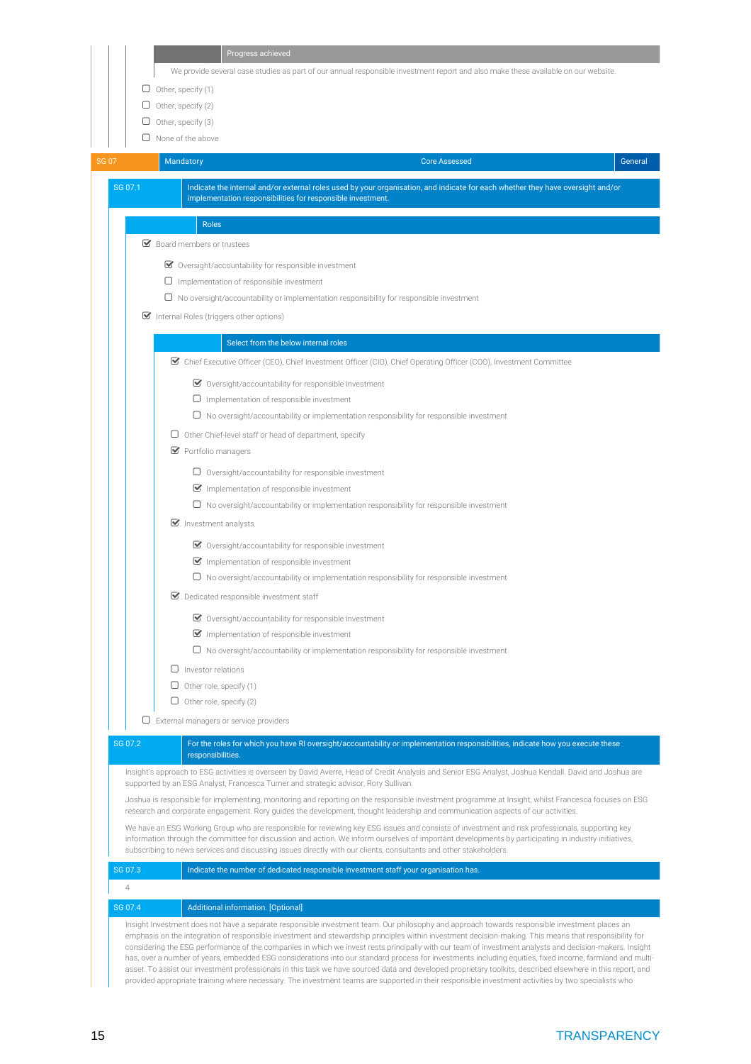| Progress achieved |
|---|
| We provide several case studies as part of our annual responsible investment report and also make these available on our website. |

- ☐ Other, specify (1)
- ☐ Other, specify (2)
- ☐ Other, specify (3)
- ☐ None of the above

| SG 07 | Mandatory | Core Assessed | General |
|---|---|---|---|

| SG 07.1 | Indicate the internal and/or external roles used by your organisation, and indicate for each whether they have oversight and/or implementation responsibilities for responsible investment. |
|---|---|

**Roles**

- ☑ Board members or trustees
  - ☑ Oversight/accountability for responsible investment
  - ☐ Implementation of responsible investment
  - ☐ No oversight/accountability or implementation responsibility for responsible investment
- ☑ Internal Roles (triggers other options)

**Select from the below internal roles**

- ☑ Chief Executive Officer (CEO), Chief Investment Officer (CIO), Chief Operating Officer (COO), Investment Committee
  - ☑ Oversight/accountability for responsible investment
  - ☐ Implementation of responsible investment
  - ☐ No oversight/accountability or implementation responsibility for responsible investment
- ☐ Other Chief-level staff or head of department, specify
- ☑ Portfolio managers
  - ☐ Oversight/accountability for responsible investment
  - ☑ Implementation of responsible investment
  - ☐ No oversight/accountability or implementation responsibility for responsible investment
- ☑ Investment analysts
  - ☑ Oversight/accountability for responsible investment
  - ☑ Implementation of responsible investment
  - ☐ No oversight/accountability or implementation responsibility for responsible investment
- ☑ Dedicated responsible investment staff
  - ☑ Oversight/accountability for responsible investment
  - ☑ Implementation of responsible investment
  - ☐ No oversight/accountability or implementation responsibility for responsible investment
- ☐ Investor relations
- ☐ Other role, specify (1)
- ☐ Other role, specify (2)

- ☐ External managers or service providers

| SG 07.2 | For the roles for which you have RI oversight/accountability or implementation responsibilities, indicate how you execute these responsibilities. |
|---|---|

Insight's approach to ESG activities is overseen by David Averre, Head of Credit Analysis and Senior ESG Analyst, Joshua Kendall. David and Joshua are supported by an ESG Analyst, Francesca Turner and strategic advisor, Rory Sullivan.

Joshua is responsible for implementing, monitoring and reporting on the responsible investment programme at Insight, whilst Francesca focuses on ESG research and corporate engagement. Rory guides the development, thought leadership and communication aspects of our activities.

We have an ESG Working Group who are responsible for reviewing key ESG issues and consists of investment and risk professionals, supporting key information through the committee for discussion and action. We inform ourselves of important developments by participating in industry initiatives, subscribing to news services and discussing issues directly with our clients, consultants and other stakeholders.

| SG 07.3 | Indicate the number of dedicated responsible investment staff your organisation has. |
|---|---|

4

| SG 07.4 | Additional information. [Optional] |
|---|---|

Insight Investment does not have a separate responsible investment team. Our philosophy and approach towards responsible investment places an emphasis on the integration of responsible investment and stewardship principles within investment decision-making. This means that responsibility for considering the ESG performance of the companies in which we invest rests principally with our team of investment analysts and decision-makers. Insight has, over a number of years, embedded ESG considerations into our standard process for investments including equities, fixed income, farmland and multi-asset. To assist our investment professionals in this task we have sourced data and developed proprietary toolkits, described elsewhere in this report, and provided appropriate training where necessary. The investment teams are supported in their responsible investment activities by two specialists who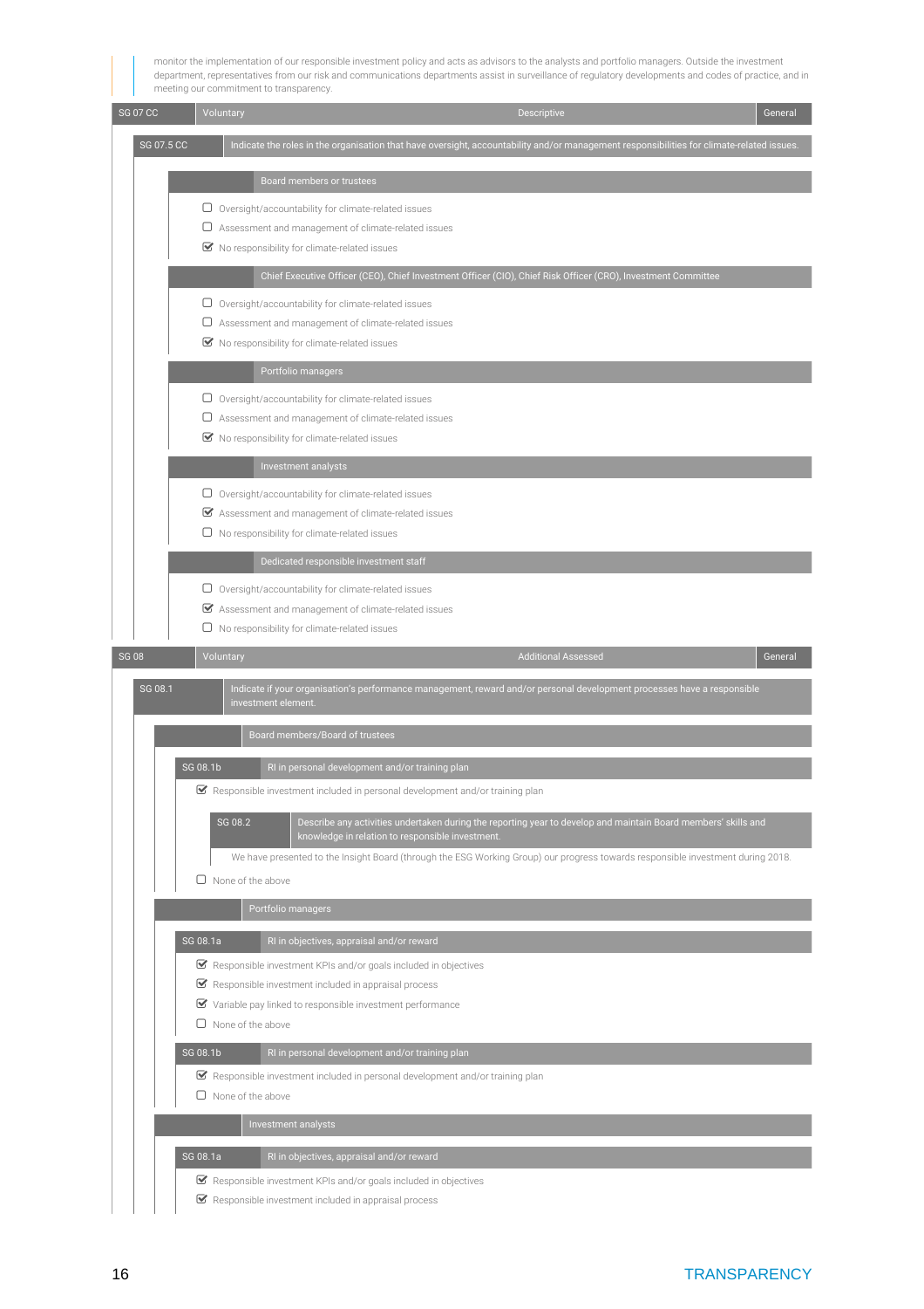monitor the implementation of our responsible investment policy and acts as advisors to the analysts and portfolio managers. Outside the investment department, representatives from our risk and communications departments assist in surveillance of regulatory developments and codes of practice, and in meeting our commitment to transparency.

| SG 07 CC | Voluntary | Descriptive | General |
|---|---|---|---|

| SG 07.5 CC | Indicate the roles in the organisation that have oversight, accountability and/or management responsibilities for climate-related issues. |
|---|---|

**Board members or trustees**

- ☐ Oversight/accountability for climate-related issues
- ☐ Assessment and management of climate-related issues
- ☑ No responsibility for climate-related issues

**Chief Executive Officer (CEO), Chief Investment Officer (CIO), Chief Risk Officer (CRO), Investment Committee**

- ☐ Oversight/accountability for climate-related issues
- ☐ Assessment and management of climate-related issues
- ☑ No responsibility for climate-related issues

**Portfolio managers**

- ☐ Oversight/accountability for climate-related issues
- ☐ Assessment and management of climate-related issues
- ☑ No responsibility for climate-related issues

**Investment analysts**

- ☐ Oversight/accountability for climate-related issues
- ☑ Assessment and management of climate-related issues
- ☐ No responsibility for climate-related issues

**Dedicated responsible investment staff**

- ☐ Oversight/accountability for climate-related issues
- ☑ Assessment and management of climate-related issues
- ☐ No responsibility for climate-related issues

| SG 08 | Voluntary | Additional Assessed | General |
|---|---|---|---|

| SG 08.1 | Indicate if your organisation's performance management, reward and/or personal development processes have a responsible investment element. |
|---|---|

**Board members/Board of trustees**

| SG 08.1b | RI in personal development and/or training plan |
|---|---|

- ☑ Responsible investment included in personal development and/or training plan

| SG 08.2 | Describe any activities undertaken during the reporting year to develop and maintain Board members' skills and knowledge in relation to responsible investment. |
|---|---|

We have presented to the Insight Board (through the ESG Working Group) our progress towards responsible investment during 2018.

- ☐ None of the above

**Portfolio managers**

| SG 08.1a | RI in objectives, appraisal and/or reward |
|---|---|

- ☑ Responsible investment KPIs and/or goals included in objectives
- ☑ Responsible investment included in appraisal process
- ☑ Variable pay linked to responsible investment performance
- ☐ None of the above

| SG 08.1b | RI in personal development and/or training plan |
|---|---|

- ☑ Responsible investment included in personal development and/or training plan
- ☐ None of the above

**Investment analysts**

| SG 08.1a | RI in objectives, appraisal and/or reward |
|---|---|

- ☑ Responsible investment KPIs and/or goals included in objectives
- ☑ Responsible investment included in appraisal process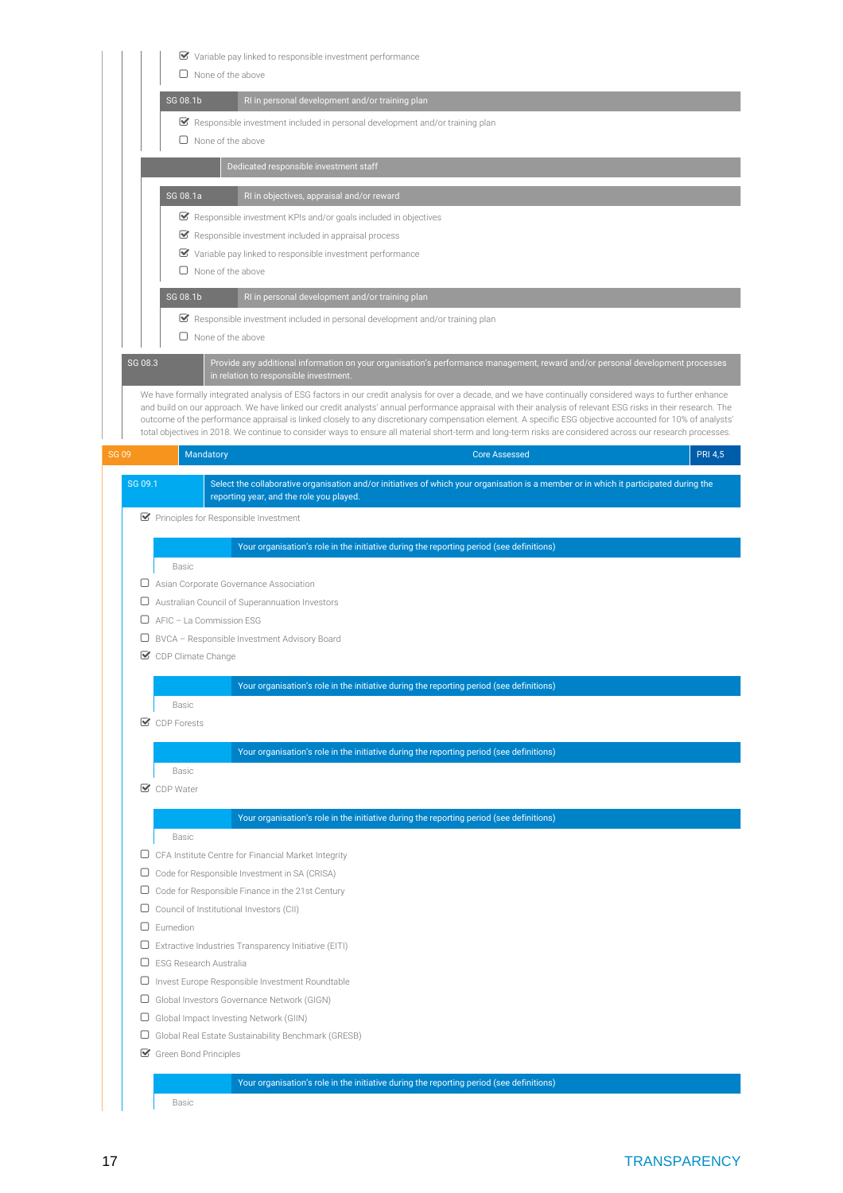- ☑ Variable pay linked to responsible investment performance
- ☐ None of the above

**SG 08.1b** — RI in personal development and/or training plan

- ☑ Responsible investment included in personal development and/or training plan
- ☐ None of the above

**Dedicated responsible investment staff**

**SG 08.1a** — RI in objectives, appraisal and/or reward

- ☑ Responsible investment KPIs and/or goals included in objectives
- ☑ Responsible investment included in appraisal process
- ☑ Variable pay linked to responsible investment performance
- ☐ None of the above

**SG 08.1b** — RI in personal development and/or training plan

- ☑ Responsible investment included in personal development and/or training plan
- ☐ None of the above

**SG 08.3** — Provide any additional information on your organisation's performance management, reward and/or personal development processes in relation to responsible investment.

We have formally integrated analysis of ESG factors in our credit analysis for over a decade, and we have continually considered ways to further enhance and build on our approach. We have linked our credit analysts' annual performance appraisal with their analysis of relevant ESG risks in their research. The outcome of the performance appraisal is linked closely to any discretionary compensation element. A specific ESG objective accounted for 10% of analysts' total objectives in 2018. We continue to consider ways to ensure all material short-term and long-term risks are considered across our research processes.

| SG 09 | Mandatory | Core Assessed | PRI 4,5 |
|---|---|---|---|

**SG 09.1** — Select the collaborative organisation and/or initiatives of which your organisation is a member or in which it participated during the reporting year, and the role you played.

- ☑ Principles for Responsible Investment

  Your organisation's role in the initiative during the reporting period (see definitions)

  Basic

- ☐ Asian Corporate Governance Association
- ☐ Australian Council of Superannuation Investors
- ☐ AFIC – La Commission ESG
- ☐ BVCA – Responsible Investment Advisory Board
- ☑ CDP Climate Change

  Your organisation's role in the initiative during the reporting period (see definitions)

  Basic

- ☑ CDP Forests

  Your organisation's role in the initiative during the reporting period (see definitions)

  Basic

- ☑ CDP Water

  Your organisation's role in the initiative during the reporting period (see definitions)

  Basic

- ☐ CFA Institute Centre for Financial Market Integrity
- ☐ Code for Responsible Investment in SA (CRISA)
- ☐ Code for Responsible Finance in the 21st Century
- ☐ Council of Institutional Investors (CII)
- ☐ Eumedion
- ☐ Extractive Industries Transparency Initiative (EITI)
- ☐ ESG Research Australia
- ☐ Invest Europe Responsible Investment Roundtable
- ☐ Global Investors Governance Network (GIGN)
- ☐ Global Impact Investing Network (GIIN)
- ☐ Global Real Estate Sustainability Benchmark (GRESB)
- ☑ Green Bond Principles

  Your organisation's role in the initiative during the reporting period (see definitions)

  Basic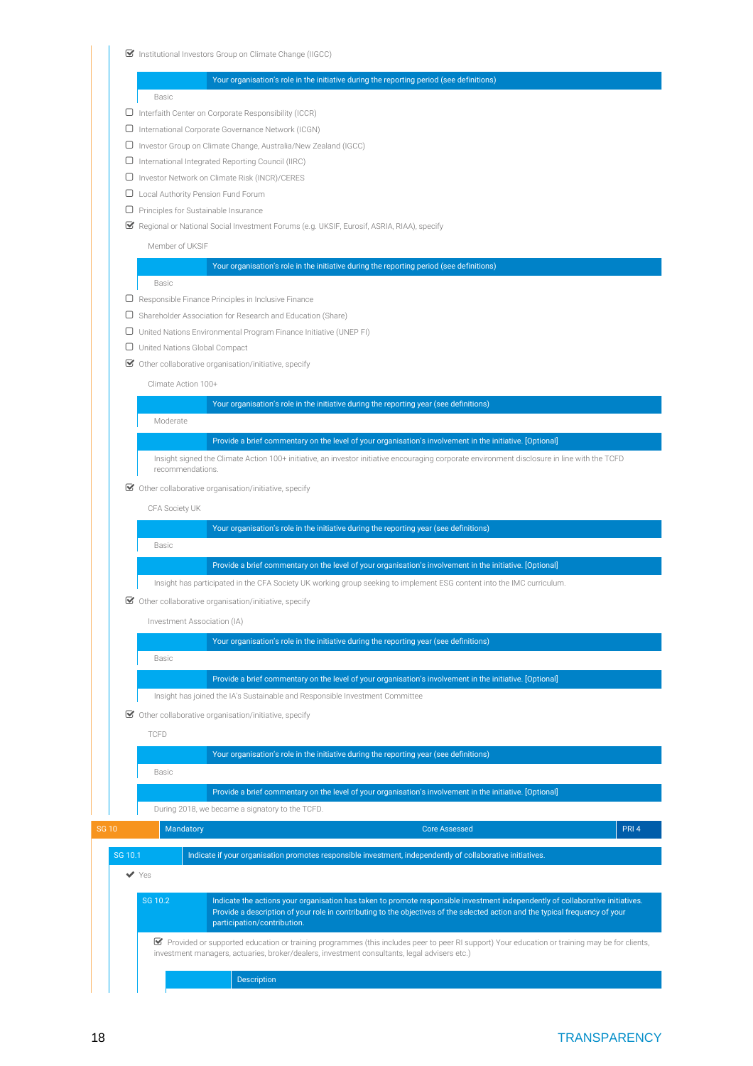☑ Institutional Investors Group on Climate Change (IIGCC)

| | Your organisation's role in the initiative during the reporting period (see definitions) |
|---|---|
| Basic | |

☐ Interfaith Center on Corporate Responsibility (ICCR)

☐ International Corporate Governance Network (ICGN)

☐ Investor Group on Climate Change, Australia/New Zealand (IGCC)

☐ International Integrated Reporting Council (IIRC)

☐ Investor Network on Climate Risk (INCR)/CERES

☐ Local Authority Pension Fund Forum

☐ Principles for Sustainable Insurance

☑ Regional or National Social Investment Forums (e.g. UKSIF, Eurosif, ASRIA, RIAA), specify

Member of UKSIF

| | Your organisation's role in the initiative during the reporting period (see definitions) |
|---|---|
| Basic | |

☐ Responsible Finance Principles in Inclusive Finance

☐ Shareholder Association for Research and Education (Share)

☐ United Nations Environmental Program Finance Initiative (UNEP FI)

☐ United Nations Global Compact

☑ Other collaborative organisation/initiative, specify

Climate Action 100+

| | Your organisation's role in the initiative during the reporting year (see definitions) |
|---|---|
| Moderate | |

| | Provide a brief commentary on the level of your organisation's involvement in the initiative. [Optional] |
|---|---|
| Insight signed the Climate Action 100+ initiative, an investor initiative encouraging corporate environment disclosure in line with the TCFD recommendations. | |

☑ Other collaborative organisation/initiative, specify

CFA Society UK

| | Your organisation's role in the initiative during the reporting year (see definitions) |
|---|---|
| Basic | |

| | Provide a brief commentary on the level of your organisation's involvement in the initiative. [Optional] |
|---|---|
| Insight has participated in the CFA Society UK working group seeking to implement ESG content into the IMC curriculum. | |

☑ Other collaborative organisation/initiative, specify

Investment Association (IA)

| | Your organisation's role in the initiative during the reporting year (see definitions) |
|---|---|
| Basic | |

| | Provide a brief commentary on the level of your organisation's involvement in the initiative. [Optional] |
|---|---|
| Insight has joined the IA's Sustainable and Responsible Investment Committee | |

☑ Other collaborative organisation/initiative, specify

TCFD

| | Your organisation's role in the initiative during the reporting year (see definitions) |
|---|---|
| Basic | |

| | Provide a brief commentary on the level of your organisation's involvement in the initiative. [Optional] |
|---|---|
| During 2018, we became a signatory to the TCFD. | |

| SG 10 | Mandatory | Core Assessed | PRI 4 |
|---|---|---|---|

| SG 10.1 | Indicate if your organisation promotes responsible investment, independently of collaborative initiatives. |
|---|---|

✔ Yes

| SG 10.2 | Indicate the actions your organisation has taken to promote responsible investment independently of collaborative initiatives. Provide a description of your role in contributing to the objectives of the selected action and the typical frequency of your participation/contribution. |
|---|---|

☑ Provided or supported education or training programmes (this includes peer to peer RI support) Your education or training may be for clients, investment managers, actuaries, broker/dealers, investment consultants, legal advisers etc.)

| | Description |
|---|---|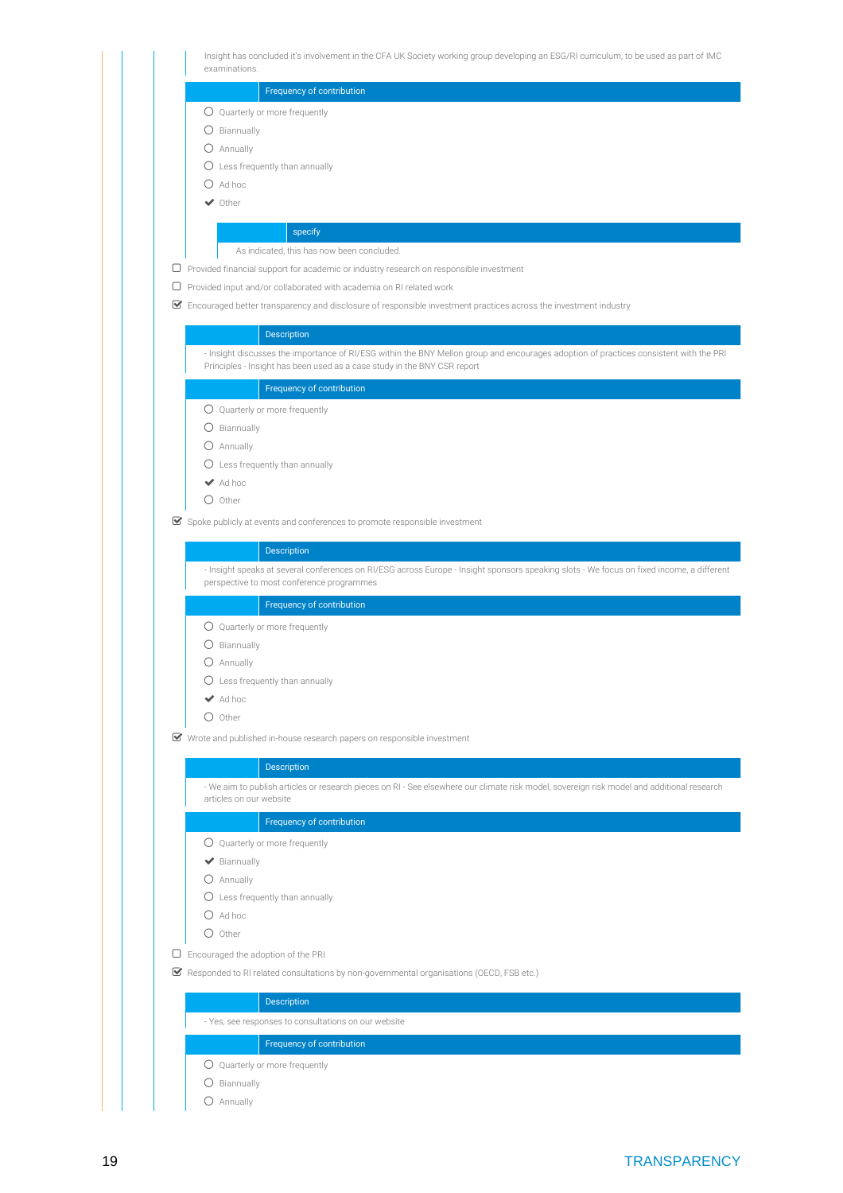Insight has concluded it's involvement in the CFA UK Society working group developing an ESG/RI curriculum, to be used as part of IMC examinations.

**Frequency of contribution**

- ○ Quarterly or more frequently
- ○ Biannually
- ○ Annually
- ○ Less frequently than annually
- ○ Ad hoc
- ✔ Other

**specify**

As indicated, this has now been concluded.

- ☐ Provided financial support for academic or industry research on responsible investment
- ☐ Provided input and/or collaborated with academia on RI related work
- ☑ Encouraged better transparency and disclosure of responsible investment practices across the investment industry

**Description**

- Insight discusses the importance of RI/ESG within the BNY Mellon group and encourages adoption of practices consistent with the PRI Principles - Insight has been used as a case study in the BNY CSR report

**Frequency of contribution**

- ○ Quarterly or more frequently
- ○ Biannually
- ○ Annually
- ○ Less frequently than annually
- ✔ Ad hoc
- ○ Other

- ☑ Spoke publicly at events and conferences to promote responsible investment

**Description**

- Insight speaks at several conferences on RI/ESG across Europe - Insight sponsors speaking slots - We focus on fixed income, a different perspective to most conference programmes

**Frequency of contribution**

- ○ Quarterly or more frequently
- ○ Biannually
- ○ Annually
- ○ Less frequently than annually
- ✔ Ad hoc
- ○ Other

- ☑ Wrote and published in-house research papers on responsible investment

**Description**

- We aim to publish articles or research pieces on RI - See elsewhere our climate risk model, sovereign risk model and additional research articles on our website

**Frequency of contribution**

- ○ Quarterly or more frequently
- ✔ Biannually
- ○ Annually
- ○ Less frequently than annually
- ○ Ad hoc
- ○ Other

- ☐ Encouraged the adoption of the PRI
- ☑ Responded to RI related consultations by non-governmental organisations (OECD, FSB etc.)

**Description**

- Yes, see responses to consultations on our website

**Frequency of contribution**

- ○ Quarterly or more frequently
- ○ Biannually
- ○ Annually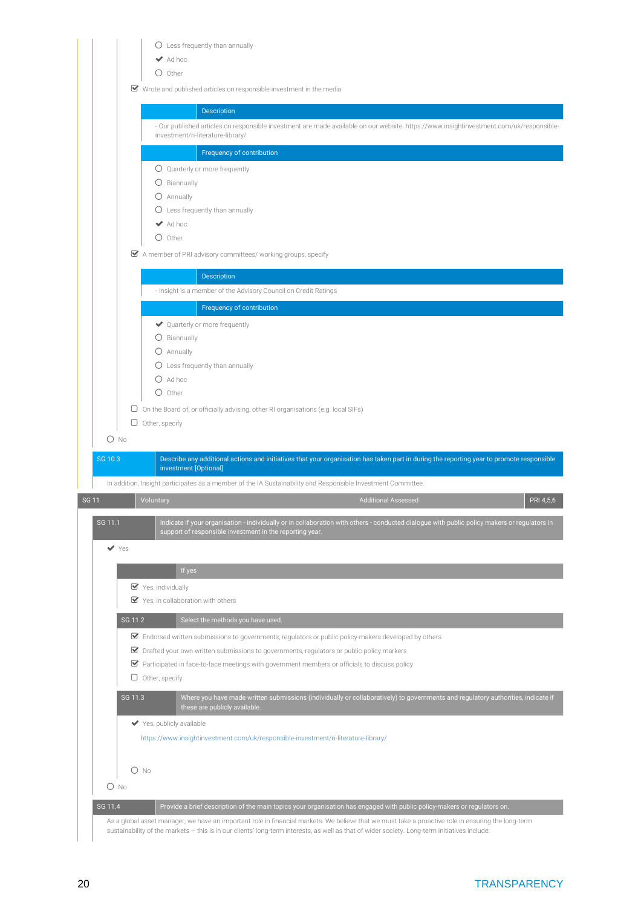- ○ Less frequently than annually
- ✔ Ad hoc
- ○ Other

☑ Wrote and published articles on responsible investment in the media

| | Description |
|---|---|

- Our published articles on responsible investment are made available on our website. https://www.insightinvestment.com/uk/responsible-investment/ri-literature-library/

| | Frequency of contribution |
|---|---|

- ○ Quarterly or more frequently
- ○ Biannually
- ○ Annually
- ○ Less frequently than annually
- ✔ Ad hoc
- ○ Other

☑ A member of PRI advisory committees/ working groups, specify

| | Description |
|---|---|

- Insight is a member of the Advisory Council on Credit Ratings

| | Frequency of contribution |
|---|---|

- ✔ Quarterly or more frequently
- ○ Biannually
- ○ Annually
- ○ Less frequently than annually
- ○ Ad hoc
- ○ Other

☐ On the Board of, or officially advising, other RI organisations (e.g. local SIFs)

☐ Other, specify

○ No

| SG 10.3 | Describe any additional actions and initiatives that your organisation has taken part in during the reporting year to promote responsible investment [Optional] |
|---|---|

In addition, Insight participates as a member of the IA Sustainability and Responsible Investment Committee.

| SG 11 | Voluntary | Additional Assessed | PRI 4,5,6 |
|---|---|---|---|

| SG 11.1 | Indicate if your organisation - individually or in collaboration with others - conducted dialogue with public policy makers or regulators in support of responsible investment in the reporting year. |
|---|---|

✔ Yes

| | If yes |
|---|---|

☑ Yes, individually

☑ Yes, in collaboration with others

| SG 11.2 | Select the methods you have used. |
|---|---|

☑ Endorsed written submissions to governments, regulators or public policy-makers developed by others

☑ Drafted your own written submissions to governments, regulators or public-policy markers

☑ Participated in face-to-face meetings with government members or officials to discuss policy

☐ Other, specify

| SG 11.3 | Where you have made written submissions (individually or collaboratively) to governments and regulatory authorities, indicate if these are publicly available. |
|---|---|

✔ Yes, publicly available

https://www.insightinvestment.com/uk/responsible-investment/ri-literature-library/

○ No

○ No

| SG 11.4 | Provide a brief description of the main topics your organisation has engaged with public policy-makers or regulators on. |
|---|---|

As a global asset manager, we have an important role in financial markets. We believe that we must take a proactive role in ensuring the long-term sustainability of the markets – this is in our clients' long-term interests, as well as that of wider society. Long-term initiatives include: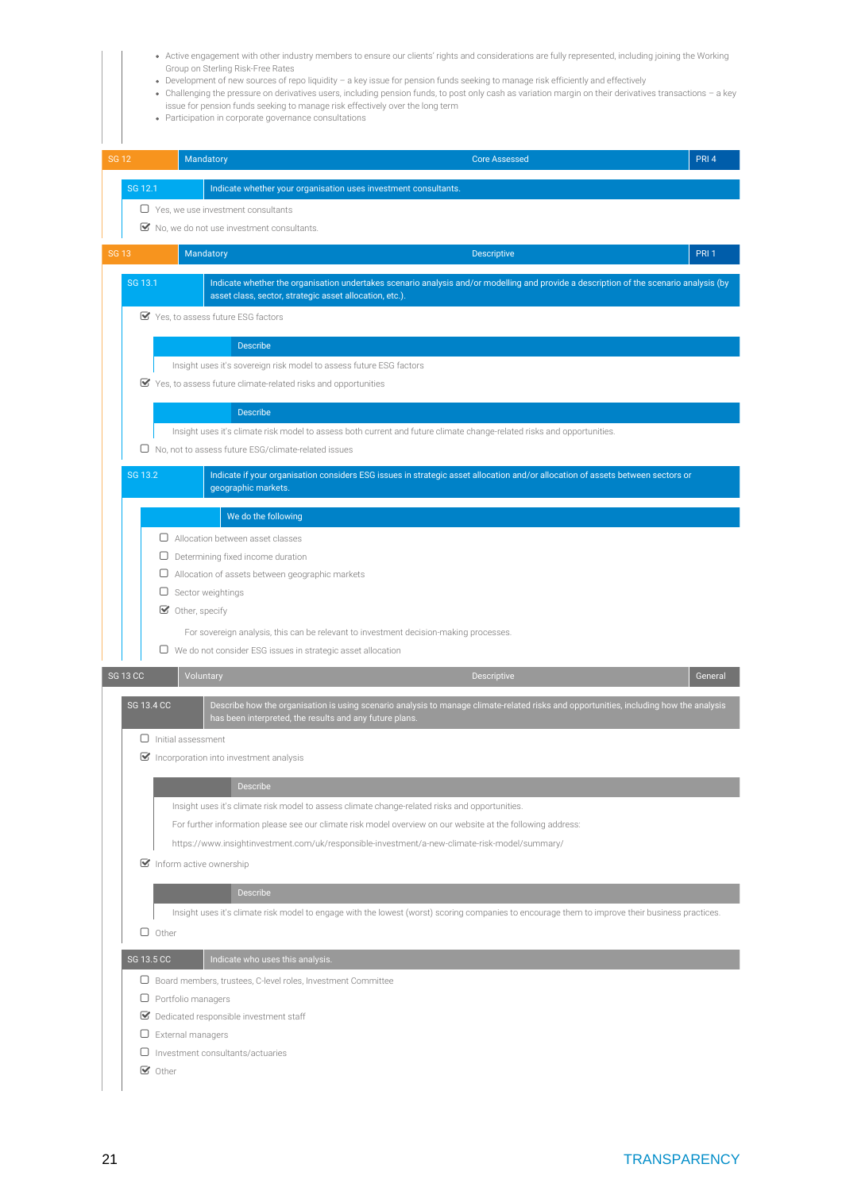- Active engagement with other industry members to ensure our clients' rights and considerations are fully represented, including joining the Working Group on Sterling Risk-Free Rates
- Development of new sources of repo liquidity – a key issue for pension funds seeking to manage risk efficiently and effectively
- Challenging the pressure on derivatives users, including pension funds, to post only cash as variation margin on their derivatives transactions – a key issue for pension funds seeking to manage risk effectively over the long term
- Participation in corporate governance consultations

| SG 12 | Mandatory | Core Assessed | PRI 4 |
|---|---|---|---|

**SG 12.1** Indicate whether your organisation uses investment consultants.

- ☐ Yes, we use investment consultants
- ☑ No, we do not use investment consultants.

| SG 13 | Mandatory | Descriptive | PRI 1 |
|---|---|---|---|

**SG 13.1** Indicate whether the organisation undertakes scenario analysis and/or modelling and provide a description of the scenario analysis (by asset class, sector, strategic asset allocation, etc.).

- ☑ Yes, to assess future ESG factors

  **Describe**

  Insight uses it's sovereign risk model to assess future ESG factors

- ☑ Yes, to assess future climate-related risks and opportunities

  **Describe**

  Insight uses it's climate risk model to assess both current and future climate change-related risks and opportunities.

- ☐ No, not to assess future ESG/climate-related issues

**SG 13.2** Indicate if your organisation considers ESG issues in strategic asset allocation and/or allocation of assets between sectors or geographic markets.

**We do the following**

- ☐ Allocation between asset classes
- ☐ Determining fixed income duration
- ☐ Allocation of assets between geographic markets
- ☐ Sector weightings
- ☑ Other, specify

  For sovereign analysis, this can be relevant to investment decision-making processes.

- ☐ We do not consider ESG issues in strategic asset allocation

| SG 13 CC | Voluntary | Descriptive | General |
|---|---|---|---|

**SG 13.4 CC** Describe how the organisation is using scenario analysis to manage climate-related risks and opportunities, including how the analysis has been interpreted, the results and any future plans.

- ☐ Initial assessment
- ☑ Incorporation into investment analysis

  **Describe**

  Insight uses it's climate risk model to assess climate change-related risks and opportunities.

  For further information please see our climate risk model overview on our website at the following address:

  https://www.insightinvestment.com/uk/responsible-investment/a-new-climate-risk-model/summary/

- ☑ Inform active ownership

  **Describe**

  Insight uses it's climate risk model to engage with the lowest (worst) scoring companies to encourage them to improve their business practices.

- ☐ Other

**SG 13.5 CC** Indicate who uses this analysis.

- ☐ Board members, trustees, C-level roles, Investment Committee
- ☐ Portfolio managers
- ☑ Dedicated responsible investment staff
- ☐ External managers
- ☐ Investment consultants/actuaries
- ☑ Other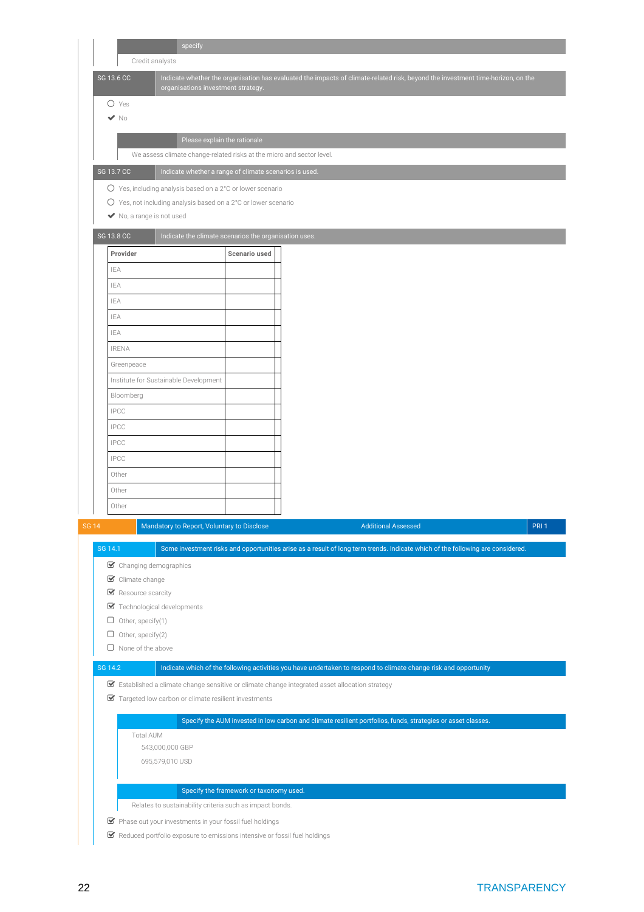specify

Credit analysts

**SG 13.6 CC** — Indicate whether the organisation has evaluated the impacts of climate-related risk, beyond the investment time-horizon, on the organisations investment strategy.

- ○ Yes
- ✔ No

Please explain the rationale

We assess climate change-related risks at the micro and sector level.

**SG 13.7 CC** — Indicate whether a range of climate scenarios is used.

- ○ Yes, including analysis based on a 2°C or lower scenario
- ○ Yes, not including analysis based on a 2°C or lower scenario
- ✔ No, a range is not used

**SG 13.8 CC** — Indicate the climate scenarios the organisation uses.

| Provider | Scenario used |
|---|---|
| IEA | |
| IEA | |
| IEA | |
| IEA | |
| IEA | |
| IRENA | |
| Greenpeace | |
| Institute for Sustainable Development | |
| Bloomberg | |
| IPCC | |
| IPCC | |
| IPCC | |
| IPCC | |
| Other | |
| Other | |
| Other | |

**SG 14** — Mandatory to Report, Voluntary to Disclose — Additional Assessed — PRI 1

**SG 14.1** — Some investment risks and opportunities arise as a result of long term trends. Indicate which of the following are considered.

- ☑ Changing demographics
- ☑ Climate change
- ☑ Resource scarcity
- ☑ Technological developments
- ☐ Other, specify(1)
- ☐ Other, specify(2)
- ☐ None of the above

**SG 14.2** — Indicate which of the following activities you have undertaken to respond to climate change risk and opportunity

- ☑ Established a climate change sensitive or climate change integrated asset allocation strategy
- ☑ Targeted low carbon or climate resilient investments

Specify the AUM invested in low carbon and climate resilient portfolios, funds, strategies or asset classes.

Total AUM

543,000,000 GBP

695,579,010 USD

Specify the framework or taxonomy used.

Relates to sustainability criteria such as impact bonds.

- ☑ Phase out your investments in your fossil fuel holdings
- ☑ Reduced portfolio exposure to emissions intensive or fossil fuel holdings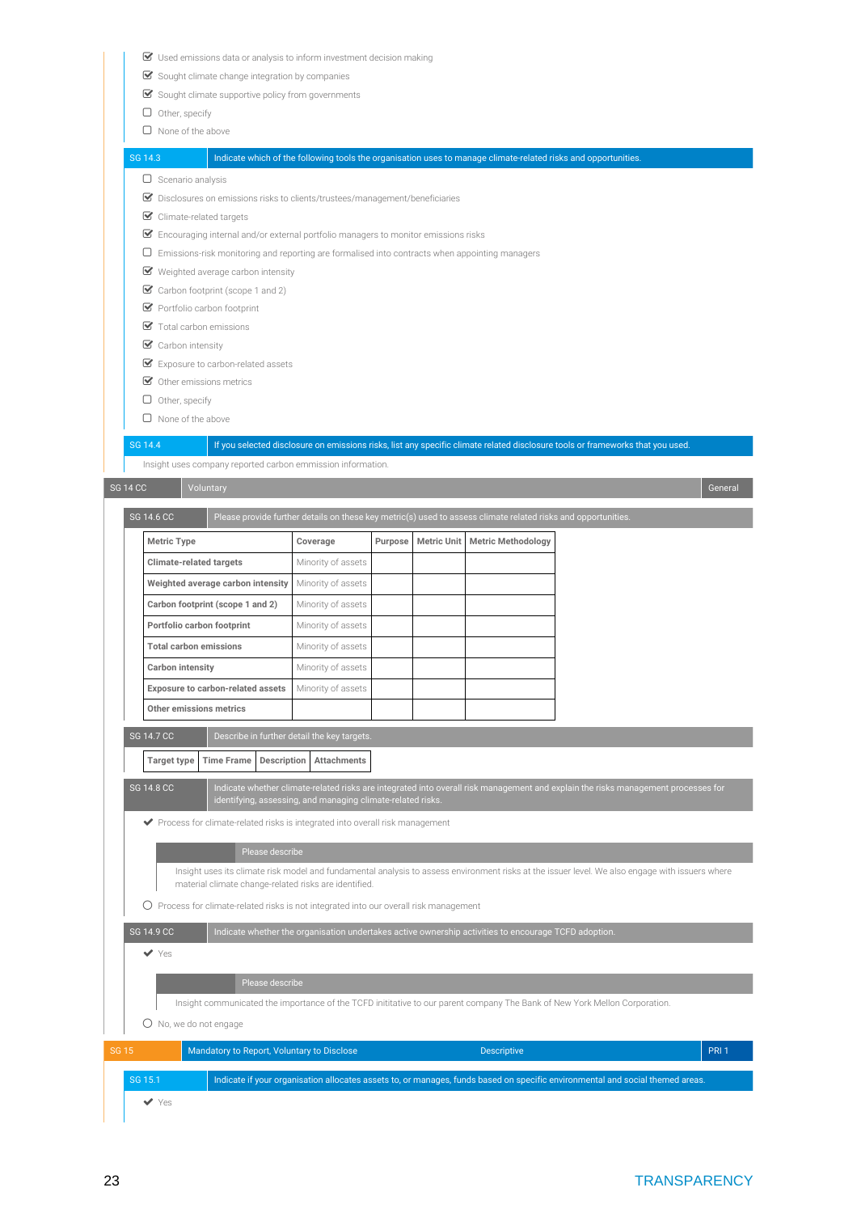- ☑ Used emissions data or analysis to inform investment decision making
- ☑ Sought climate change integration by companies
- ☑ Sought climate supportive policy from governments
- ☐ Other, specify
- ☐ None of the above

| SG 14.3 | Indicate which of the following tools the organisation uses to manage climate-related risks and opportunities. |
|---|---|

- ☐ Scenario analysis
- ☑ Disclosures on emissions risks to clients/trustees/management/beneficiaries
- ☑ Climate-related targets
- ☑ Encouraging internal and/or external portfolio managers to monitor emissions risks
- ☐ Emissions-risk monitoring and reporting are formalised into contracts when appointing managers
- ☑ Weighted average carbon intensity
- ☑ Carbon footprint (scope 1 and 2)
- ☑ Portfolio carbon footprint
- ☑ Total carbon emissions
- ☑ Carbon intensity
- ☑ Exposure to carbon-related assets
- ☑ Other emissions metrics
- ☐ Other, specify
- ☐ None of the above

| SG 14.4 | If you selected disclosure on emissions risks, list any specific climate related disclosure tools or frameworks that you used. |
|---|---|

Insight uses company reported carbon emmission information.

| SG 14 CC | Voluntary | General |
|---|---|---|

| SG 14.6 CC | Please provide further details on these key metric(s) used to assess climate related risks and opportunities. |
|---|---|

| Metric Type | Coverage | Purpose | Metric Unit | Metric Methodology |
|---|---|---|---|---|
| **Climate-related targets** | Minority of assets | | | |
| **Weighted average carbon intensity** | Minority of assets | | | |
| **Carbon footprint (scope 1 and 2)** | Minority of assets | | | |
| **Portfolio carbon footprint** | Minority of assets | | | |
| **Total carbon emissions** | Minority of assets | | | |
| **Carbon intensity** | Minority of assets | | | |
| **Exposure to carbon-related assets** | Minority of assets | | | |
| **Other emissions metrics** | | | | |

| SG 14.7 CC | Describe in further detail the key targets. |
|---|---|

| Target type | Time Frame | Description | Attachments |
|---|---|---|---|

| SG 14.8 CC | Indicate whether climate-related risks are integrated into overall risk management and explain the risks management processes for identifying, assessing, and managing climate-related risks. |
|---|---|

- ✔ Process for climate-related risks is integrated into overall risk management

  Please describe

  Insight uses its climate risk model and fundamental analysis to assess environment risks at the issuer level. We also engage with issuers where material climate change-related risks are identified.

- ○ Process for climate-related risks is not integrated into our overall risk management

| SG 14.9 CC | Indicate whether the organisation undertakes active ownership activities to encourage TCFD adoption. |
|---|---|

- ✔ Yes

  Please describe

  Insight communicated the importance of the TCFD inititative to our parent company The Bank of New York Mellon Corporation.

- ○ No, we do not engage

| SG 15 | Mandatory to Report, Voluntary to Disclose | Descriptive | PRI 1 |
|---|---|---|---|

| SG 15.1 | Indicate if your organisation allocates assets to, or manages, funds based on specific environmental and social themed areas. |
|---|---|

- ✔ Yes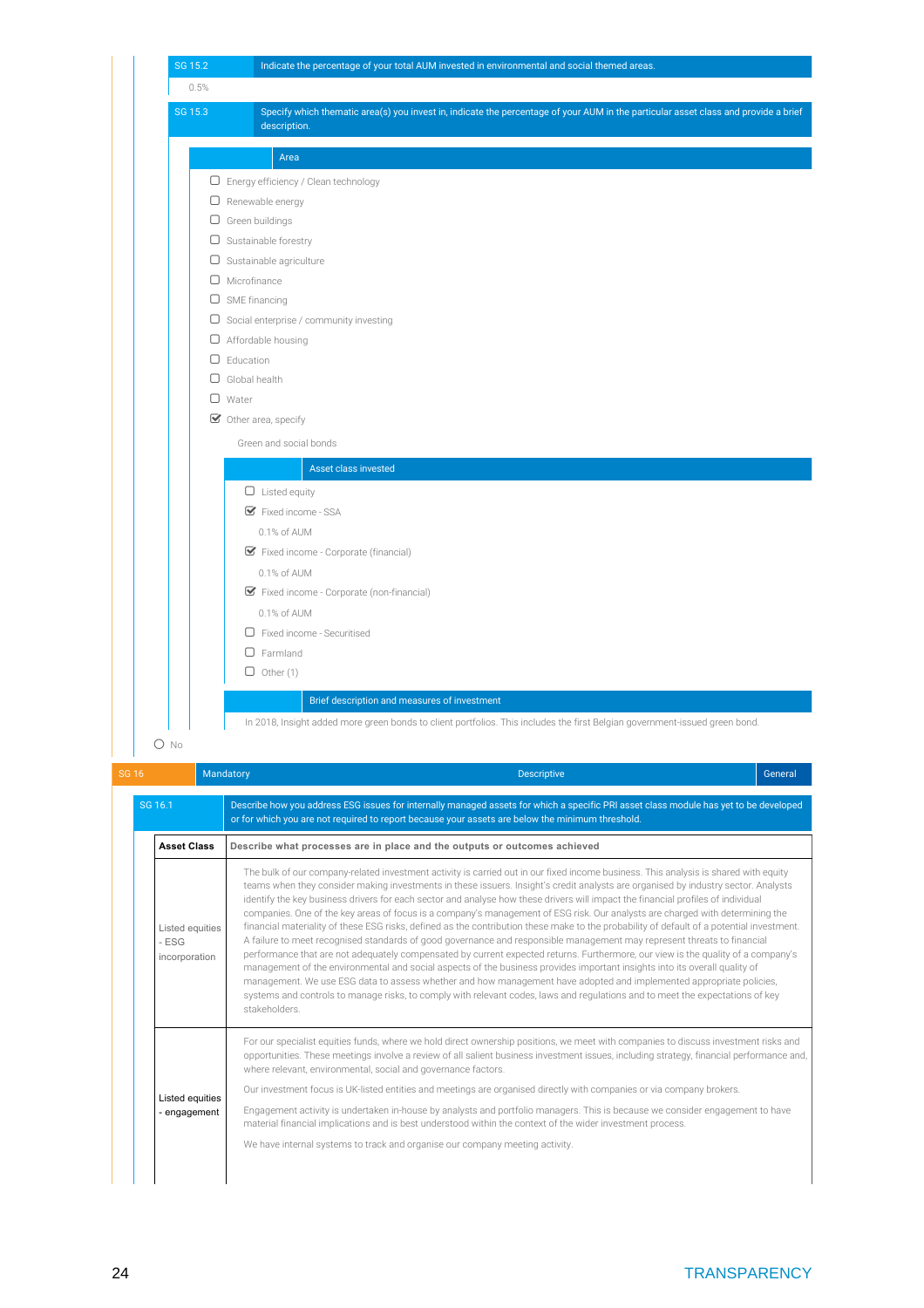| SG 15.2 | Indicate the percentage of your total AUM invested in environmental and social themed areas. |
|---|---|

0.5%

| SG 15.3 | Specify which thematic area(s) you invest in, indicate the percentage of your AUM in the particular asset class and provide a brief description. |
|---|---|

**Area**

- ☐ Energy efficiency / Clean technology
- ☐ Renewable energy
- ☐ Green buildings
- ☐ Sustainable forestry
- ☐ Sustainable agriculture
- ☐ Microfinance
- ☐ SME financing
- ☐ Social enterprise / community investing
- ☐ Affordable housing
- ☐ Education
- ☐ Global health
- ☐ Water
- ☑ Other area, specify

Green and social bonds

**Asset class invested**

- ☐ Listed equity
- ☑ Fixed income - SSA

  0.1% of AUM
- ☑ Fixed income - Corporate (financial)

  0.1% of AUM
- ☑ Fixed income - Corporate (non-financial)

  0.1% of AUM
- ☐ Fixed income - Securitised
- ☐ Farmland
- ☐ Other (1)

**Brief description and measures of investment**

In 2018, Insight added more green bonds to client portfolios. This includes the first Belgian government-issued green bond.

○ No

| SG 16 | Mandatory | Descriptive | General |
|---|---|---|---|

| SG 16.1 | Describe how you address ESG issues for internally managed assets for which a specific PRI asset class module has yet to be developed or for which you are not required to report because your assets are below the minimum threshold. |
|---|---|

| Asset Class | Describe what processes are in place and the outputs or outcomes achieved |
|---|---|
| Listed equities - ESG incorporation | The bulk of our company-related investment activity is carried out in our fixed income business. This analysis is shared with equity teams when they consider making investments in these issuers. Insight's credit analysts are organised by industry sector. Analysts identify the key business drivers for each sector and analyse how these drivers will impact the financial profiles of individual companies. One of the key areas of focus is a company's management of ESG risk. Our analysts are charged with determining the financial materiality of these ESG risks, defined as the contribution these make to the probability of default of a potential investment. A failure to meet recognised standards of good governance and responsible management may represent threats to financial performance that are not adequately compensated by current expected returns. Furthermore, our view is the quality of a company's management of the environmental and social aspects of the business provides important insights into its overall quality of management. We use ESG data to assess whether and how management have adopted and implemented appropriate policies, systems and controls to manage risks, to comply with relevant codes, laws and regulations and to meet the expectations of key stakeholders. |
| Listed equities - engagement | For our specialist equities funds, where we hold direct ownership positions, we meet with companies to discuss investment risks and opportunities. These meetings involve a review of all salient business investment issues, including strategy, financial performance and, where relevant, environmental, social and governance factors.<br><br>Our investment focus is UK-listed entities and meetings are organised directly with companies or via company brokers.<br><br>Engagement activity is undertaken in-house by analysts and portfolio managers. This is because we consider engagement to have material financial implications and is best understood within the context of the wider investment process.<br><br>We have internal systems to track and organise our company meeting activity. |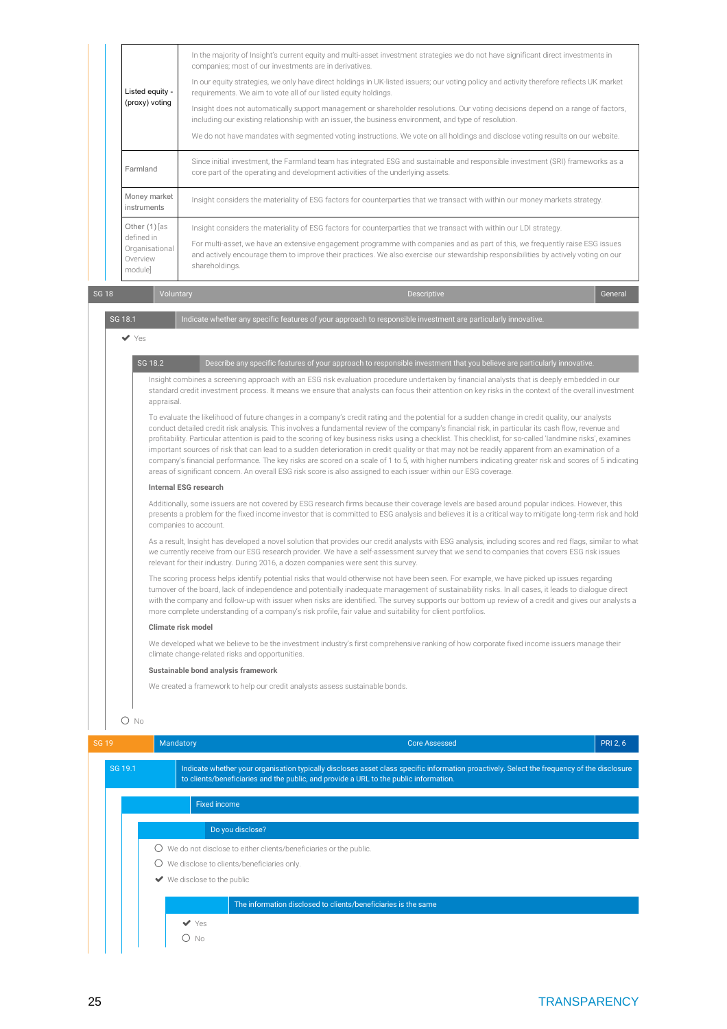| | |
|---|---|
| Listed equity - (proxy) voting | In the majority of Insight's current equity and multi-asset investment strategies we do not have significant direct investments in companies; most of our investments are in derivatives.<br><br>In our equity strategies, we only have direct holdings in UK-listed issuers; our voting policy and activity therefore reflects UK market requirements. We aim to vote all of our listed equity holdings.<br><br>Insight does not automatically support management or shareholder resolutions. Our voting decisions depend on a range of factors, including our existing relationship with an issuer, the business environment, and type of resolution.<br><br>We do not have mandates with segmented voting instructions. We vote on all holdings and disclose voting results on our website. |
| Farmland | Since initial investment, the Farmland team has integrated ESG and sustainable and responsible investment (SRI) frameworks as a core part of the operating and development activities of the underlying assets. |
| Money market instruments | Insight considers the materiality of ESG factors for counterparties that we transact with within our money markets strategy. |
| Other (1) [as defined in Organisational Overview module] | Insight considers the materiality of ESG factors for counterparties that we transact with within our LDI strategy.<br><br>For multi-asset, we have an extensive engagement programme with companies and as part of this, we frequently raise ESG issues and actively encourage them to improve their practices. We also exercise our stewardship responsibilities by actively voting on our shareholdings. |

| SG 18 | Voluntary | Descriptive | General |
|---|---|---|---|

**SG 18.1** Indicate whether any specific features of your approach to responsible investment are particularly innovative.

✔ Yes

**SG 18.2** Describe any specific features of your approach to responsible investment that you believe are particularly innovative.

Insight combines a screening approach with an ESG risk evaluation procedure undertaken by financial analysts that is deeply embedded in our standard credit investment process. It means we ensure that analysts can focus their attention on key risks in the context of the overall investment appraisal.

To evaluate the likelihood of future changes in a company's credit rating and the potential for a sudden change in credit quality, our analysts conduct detailed credit risk analysis. This involves a fundamental review of the company's financial risk, in particular its cash flow, revenue and profitability. Particular attention is paid to the scoring of key business risks using a checklist. This checklist, for so-called 'landmine risks', examines important sources of risk that can lead to a sudden deterioration in credit quality or that may not be readily apparent from an examination of a company's financial performance. The key risks are scored on a scale of 1 to 5, with higher numbers indicating greater risk and scores of 5 indicating areas of significant concern. An overall ESG risk score is also assigned to each issuer within our ESG coverage.

**Internal ESG research**

Additionally, some issuers are not covered by ESG research firms because their coverage levels are based around popular indices. However, this presents a problem for the fixed income investor that is committed to ESG analysis and believes it is a critical way to mitigate long-term risk and hold companies to account.

As a result, Insight has developed a novel solution that provides our credit analysts with ESG analysis, including scores and red flags, similar to what we currently receive from our ESG research provider. We have a self-assessment survey that we send to companies that covers ESG risk issues relevant for their industry. During 2016, a dozen companies were sent this survey.

The scoring process helps identify potential risks that would otherwise not have been seen. For example, we have picked up issues regarding turnover of the board, lack of independence and potentially inadequate management of sustainability risks. In all cases, it leads to dialogue direct with the company and follow-up with issuer when risks are identified. The survey supports our bottom up review of a credit and gives our analysts a more complete understanding of a company's risk profile, fair value and suitability for client portfolios.

**Climate risk model**

We developed what we believe to be the investment industry's first comprehensive ranking of how corporate fixed income issuers manage their climate change-related risks and opportunities.

**Sustainable bond analysis framework**

We created a framework to help our credit analysts assess sustainable bonds.

○ No

| SG 19 | Mandatory | Core Assessed | PRI 2, 6 |
|---|---|---|---|

**SG 19.1** Indicate whether your organisation typically discloses asset class specific information proactively. Select the frequency of the disclosure to clients/beneficiaries and the public, and provide a URL to the public information.

**Fixed income**

**Do you disclose?**

○ We do not disclose to either clients/beneficiaries or the public.

○ We disclose to clients/beneficiaries only.

✔ We disclose to the public

**The information disclosed to clients/beneficiaries is the same**

✔ Yes

○ No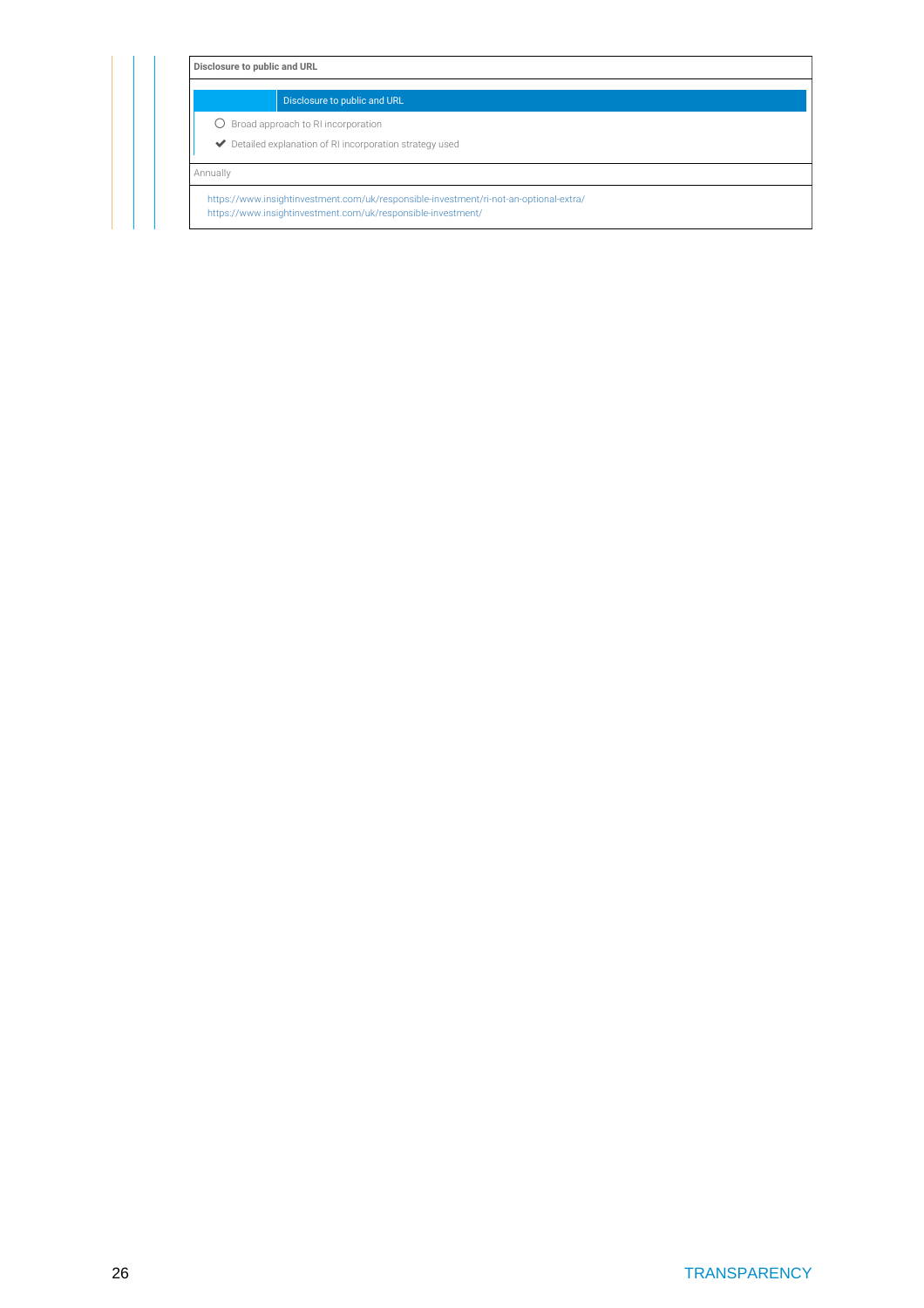**Disclosure to public and URL**

| | Disclosure to public and URL |
|---|---|

○ Broad approach to RI incorporation

✔ Detailed explanation of RI incorporation strategy used

Annually

https://www.insightinvestment.com/uk/responsible-investment/ri-not-an-optional-extra/
https://www.insightinvestment.com/uk/responsible-investment/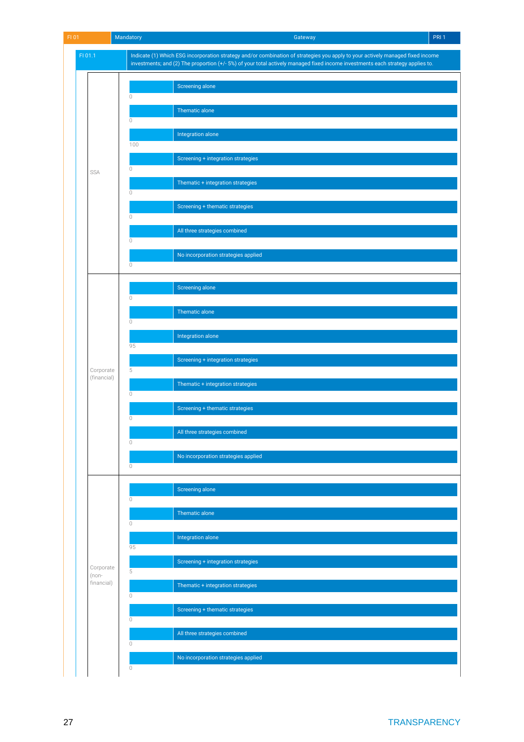| FI 01 | Mandatory | Gateway | PRI 1 |
|---|---|---|---|

**FI 01.1** Indicate (1) Which ESG incorporation strategy and/or combination of strategies you apply to your actively managed fixed income investments; and (2) The proportion (+/- 5%) of your total actively managed fixed income investments each strategy applies to.

| | Strategy | % |
|---|---|---|
| SSA | Screening alone | 0 |
| | Thematic alone | 0 |
| | Integration alone | 100 |
| | Screening + integration strategies | 0 |
| | Thematic + integration strategies | 0 |
| | Screening + thematic strategies | 0 |
| | All three strategies combined | 0 |
| | No incorporation strategies applied | 0 |
| Corporate (financial) | Screening alone | 0 |
| | Thematic alone | 0 |
| | Integration alone | 95 |
| | Screening + integration strategies | 5 |
| | Thematic + integration strategies | 0 |
| | Screening + thematic strategies | 0 |
| | All three strategies combined | 0 |
| | No incorporation strategies applied | 0 |
| Corporate (non-financial) | Screening alone | 0 |
| | Thematic alone | 0 |
| | Integration alone | 95 |
| | Screening + integration strategies | 5 |
| | Thematic + integration strategies | 0 |
| | Screening + thematic strategies | 0 |
| | All three strategies combined | 0 |
| | No incorporation strategies applied | 0 |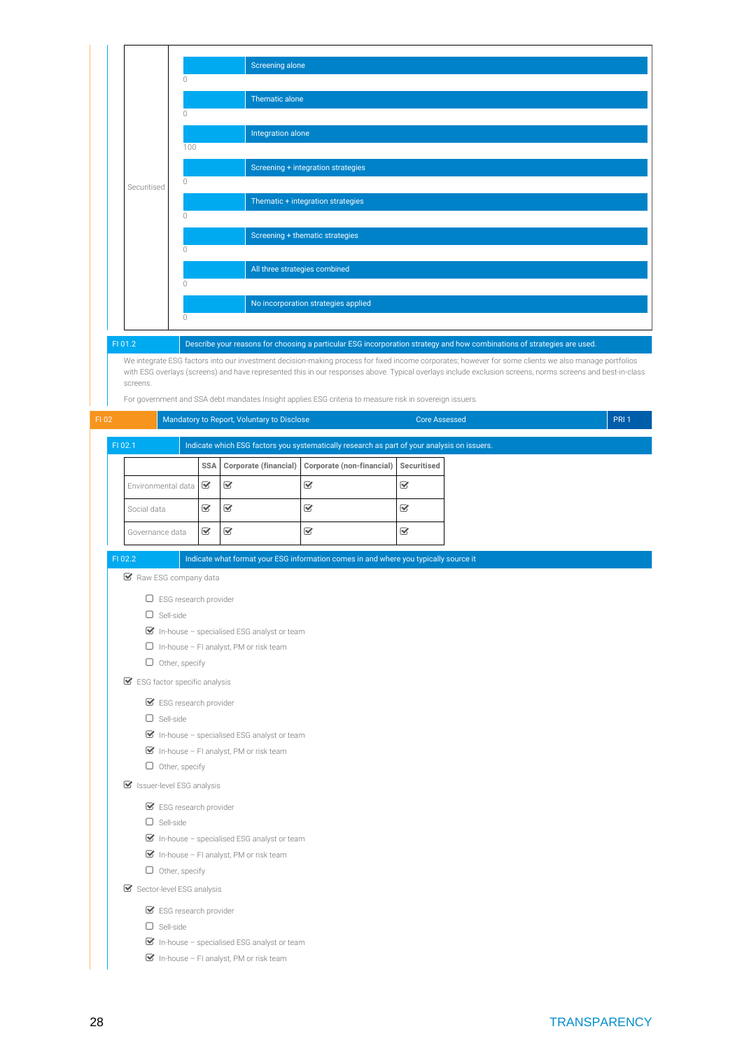| | | |
|---|---|---|
| Securitised | Screening alone | 0 |
| | Thematic alone | 0 |
| | Integration alone | 100 |
| | Screening + integration strategies | 0 |
| | Thematic + integration strategies | 0 |
| | Screening + thematic strategies | 0 |
| | All three strategies combined | 0 |
| | No incorporation strategies applied | 0 |

**FI 01.2** Describe your reasons for choosing a particular ESG incorporation strategy and how combinations of strategies are used.

We integrate ESG factors into our investment decision-making process for fixed income corporates; however for some clients we also manage portfolios with ESG overlays (screens) and have represented this in our responses above. Typical overlays include exclusion screens, norms screens and best-in-class screens.

For government and SSA debt mandates Insight applies ESG criteria to measure risk in sovereign issuers.

## FI 02 | Mandatory to Report, Voluntary to Disclose | Core Assessed | PRI 1

**FI 02.1** Indicate which ESG factors you systematically research as part of your analysis on issuers.

| | SSA | Corporate (financial) | Corporate (non-financial) | Securitised |
|---|---|---|---|---|
| Environmental data | ☑ | ☑ | ☑ | ☑ |
| Social data | ☑ | ☑ | ☑ | ☑ |
| Governance data | ☑ | ☑ | ☑ | ☑ |

**FI 02.2** Indicate what format your ESG information comes in and where you typically source it

- ☑ Raw ESG company data
  - ☐ ESG research provider
  - ☐ Sell-side
  - ☑ In-house – specialised ESG analyst or team
  - ☐ In-house – FI analyst, PM or risk team
  - ☐ Other, specify
- ☑ ESG factor specific analysis
  - ☑ ESG research provider
  - ☐ Sell-side
  - ☑ In-house – specialised ESG analyst or team
  - ☑ In-house – FI analyst, PM or risk team
  - ☐ Other, specify
- ☑ Issuer-level ESG analysis
  - ☑ ESG research provider
  - ☐ Sell-side
  - ☑ In-house – specialised ESG analyst or team
  - ☑ In-house – FI analyst, PM or risk team
  - ☐ Other, specify
- ☑ Sector-level ESG analysis
  - ☑ ESG research provider
  - ☐ Sell-side
  - ☑ In-house – specialised ESG analyst or team
  - ☑ In-house – FI analyst, PM or risk team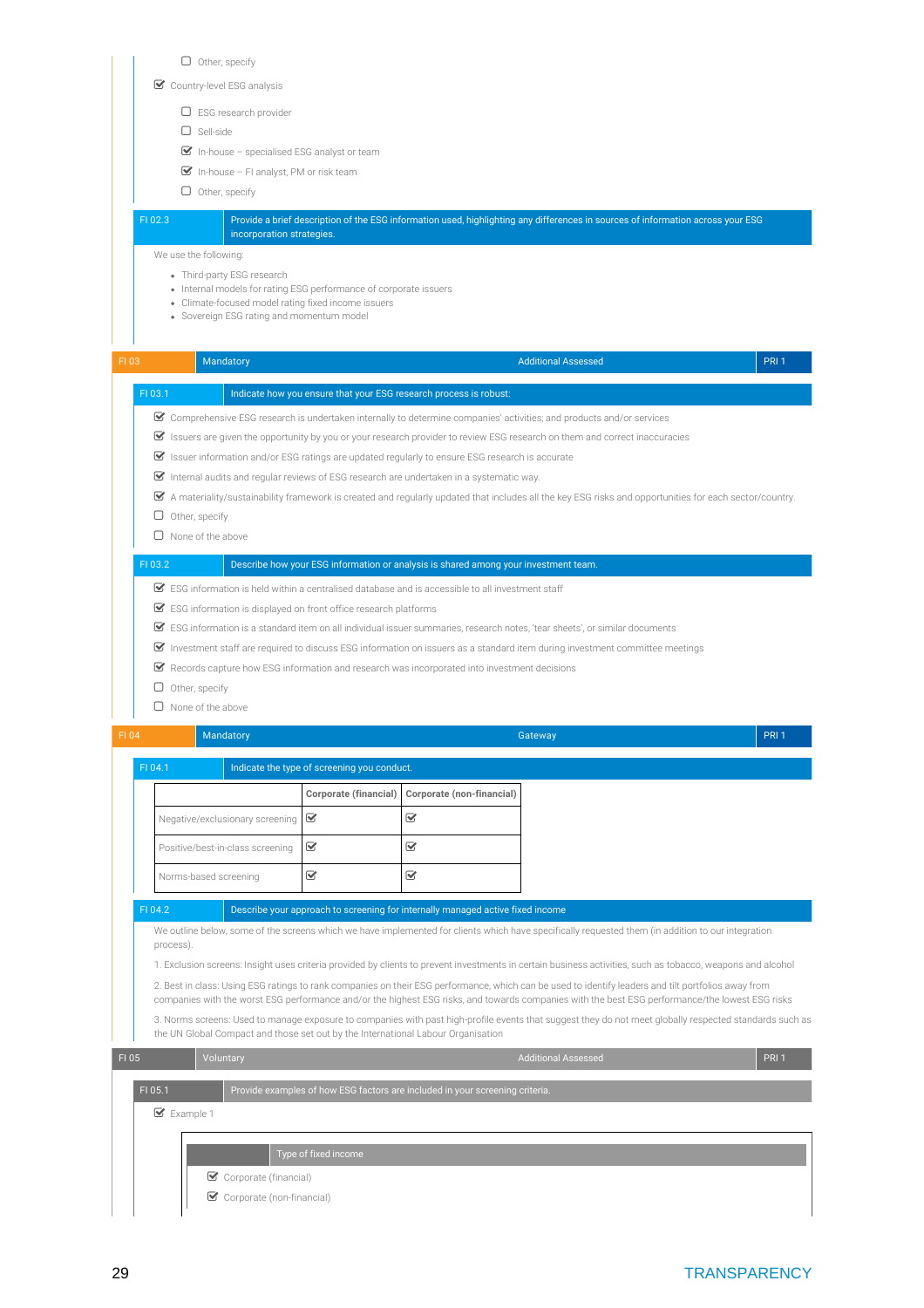- ☐ Other, specify

☑ Country-level ESG analysis

- ☐ ESG research provider
- ☐ Sell-side
- ☑ In-house – specialised ESG analyst or team
- ☑ In-house – FI analyst, PM or risk team
- ☐ Other, specify

| FI 02.3 | Provide a brief description of the ESG information used, highlighting any differences in sources of information across your ESG incorporation strategies. |
|---|---|

We use the following:

- Third-party ESG research
- Internal models for rating ESG performance of corporate issuers
- Climate-focused model rating fixed income issuers
- Sovereign ESG rating and momentum model

| FI 03 | Mandatory | Additional Assessed | PRI 1 |
|---|---|---|---|

| FI 03.1 | Indicate how you ensure that your ESG research process is robust: |
|---|---|

- ☑ Comprehensive ESG research is undertaken internally to determine companies' activities; and products and/or services
- ☑ Issuers are given the opportunity by you or your research provider to review ESG research on them and correct inaccuracies
- ☑ Issuer information and/or ESG ratings are updated regularly to ensure ESG research is accurate
- ☑ Internal audits and regular reviews of ESG research are undertaken in a systematic way.
- ☑ A materiality/sustainability framework is created and regularly updated that includes all the key ESG risks and opportunities for each sector/country.
- ☐ Other, specify
- ☐ None of the above

| FI 03.2 | Describe how your ESG information or analysis is shared among your investment team. |
|---|---|

- ☑ ESG information is held within a centralised database and is accessible to all investment staff
- ☑ ESG information is displayed on front office research platforms
- ☑ ESG information is a standard item on all individual issuer summaries, research notes, 'tear sheets', or similar documents
- ☑ Investment staff are required to discuss ESG information on issuers as a standard item during investment committee meetings
- ☑ Records capture how ESG information and research was incorporated into investment decisions
- ☐ Other, specify
- ☐ None of the above

| FI 04 | Mandatory | Gateway | PRI 1 |
|---|---|---|---|

| FI 04.1 | Indicate the type of screening you conduct. |
|---|---|

| | Corporate (financial) | Corporate (non-financial) |
|---|---|---|
| Negative/exclusionary screening | ☑ | ☑ |
| Positive/best-in-class screening | ☑ | ☑ |
| Norms-based screening | ☑ | ☑ |

| FI 04.2 | Describe your approach to screening for internally managed active fixed income |
|---|---|

We outline below, some of the screens which we have implemented for clients which have specifically requested them (in addition to our integration process).

1. Exclusion screens: Insight uses criteria provided by clients to prevent investments in certain business activities, such as tobacco, weapons and alcohol

2. Best in class: Using ESG ratings to rank companies on their ESG performance, which can be used to identify leaders and tilt portfolios away from companies with the worst ESG performance and/or the highest ESG risks, and towards companies with the best ESG performance/the lowest ESG risks

3. Norms screens: Used to manage exposure to companies with past high-profile events that suggest they do not meet globally respected standards such as the UN Global Compact and those set out by the International Labour Organisation

| FI 05 | Voluntary | Additional Assessed | PRI 1 |
|---|---|---|---|

| FI 05.1 | Provide examples of how ESG factors are included in your screening criteria. |
|---|---|

☑ Example 1

| Type of fixed income |
|---|

- ☑ Corporate (financial)
- ☑ Corporate (non-financial)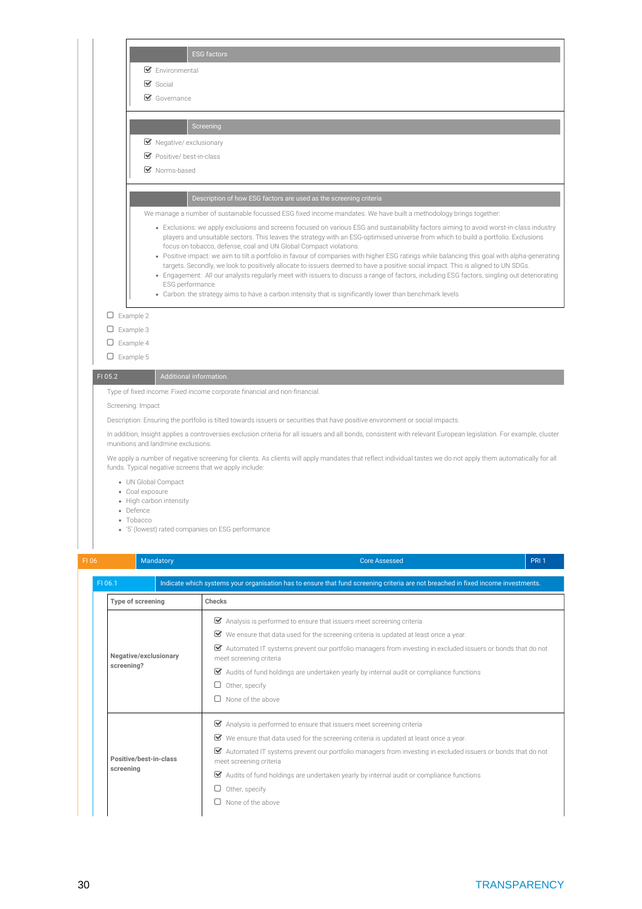| ESG factors |
|---|
| ☑ Environmental |
| ☑ Social |
| ☑ Governance |

| Screening |
|---|
| ☑ Negative/ exclusionary |
| ☑ Positive/ best-in-class |
| ☑ Norms-based |

**Description of how ESG factors are used as the screening criteria**

We manage a number of sustainable focussed ESG fixed income mandates. We have built a methodology brings together:

- Exclusions: we apply exclusions and screens focused on various ESG and sustainability factors aiming to avoid worst-in-class industry players and unsuitable sectors. This leaves the strategy with an ESG-optimised universe from which to build a portfolio. Exclusions focus on tobacco, defense, coal and UN Global Compact violations.
- Positive impact: we aim to tilt a portfolio in favour of companies with higher ESG ratings while balancing this goal with alpha-generating targets. Secondly, we look to positively allocate to issuers deemed to have a positive social impact. This is aligned to UN SDGs.
- Engagement: All our analysts regularly meet with issuers to discuss a range of factors, including ESG factors, singling out deteriorating ESG performance.
- Carbon: the strategy aims to have a carbon intensity that is significantly lower than benchmark levels

☐ Example 2

☐ Example 3

☐ Example 4

☐ Example 5

| FI 05.2 | Additional information. |
|---|---|

Type of fixed income: Fixed income corporate financial and non-financial.

Screening: Impact

Description: Ensuring the portfolio is tilted towards issuers or securities that have positive environment or social impacts.

In addition, Insight applies a controversies exclusion criteria for all issuers and all bonds, consistent with relevant European legislation. For example, cluster munitions and landmine exclusions.

We apply a number of negative screening for clients. As clients will apply mandates that reflect individual tastes we do not apply them automatically for all funds. Typical negative screens that we apply include:

- UN Global Compact
- Coal exposure
- High carbon intensity
- Defence
- Tobacco
- '5' (lowest) rated companies on ESG performance

| FI 06 | Mandatory | Core Assessed | PRI 1 |
|---|---|---|---|

| FI 06.1 | Indicate which systems your organisation has to ensure that fund screening criteria are not breached in fixed income investments. |
|---|---|

| Type of screening | Checks |
|---|---|
| **Negative/exclusionary screening?** | ☑ Analysis is performed to ensure that issuers meet screening criteria<br>☑ We ensure that data used for the screening criteria is updated at least once a year.<br>☑ Automated IT systems prevent our portfolio managers from investing in excluded issuers or bonds that do not meet screening criteria<br>☑ Audits of fund holdings are undertaken yearly by internal audit or compliance functions<br>☐ Other, specify<br>☐ None of the above |
| **Positive/best-in-class screening** | ☑ Analysis is performed to ensure that issuers meet screening criteria<br>☑ We ensure that data used for the screening criteria is updated at least once a year.<br>☑ Automated IT systems prevent our portfolio managers from investing in excluded issuers or bonds that do not meet screening criteria<br>☑ Audits of fund holdings are undertaken yearly by internal audit or compliance functions<br>☐ Other, specify<br>☐ None of the above |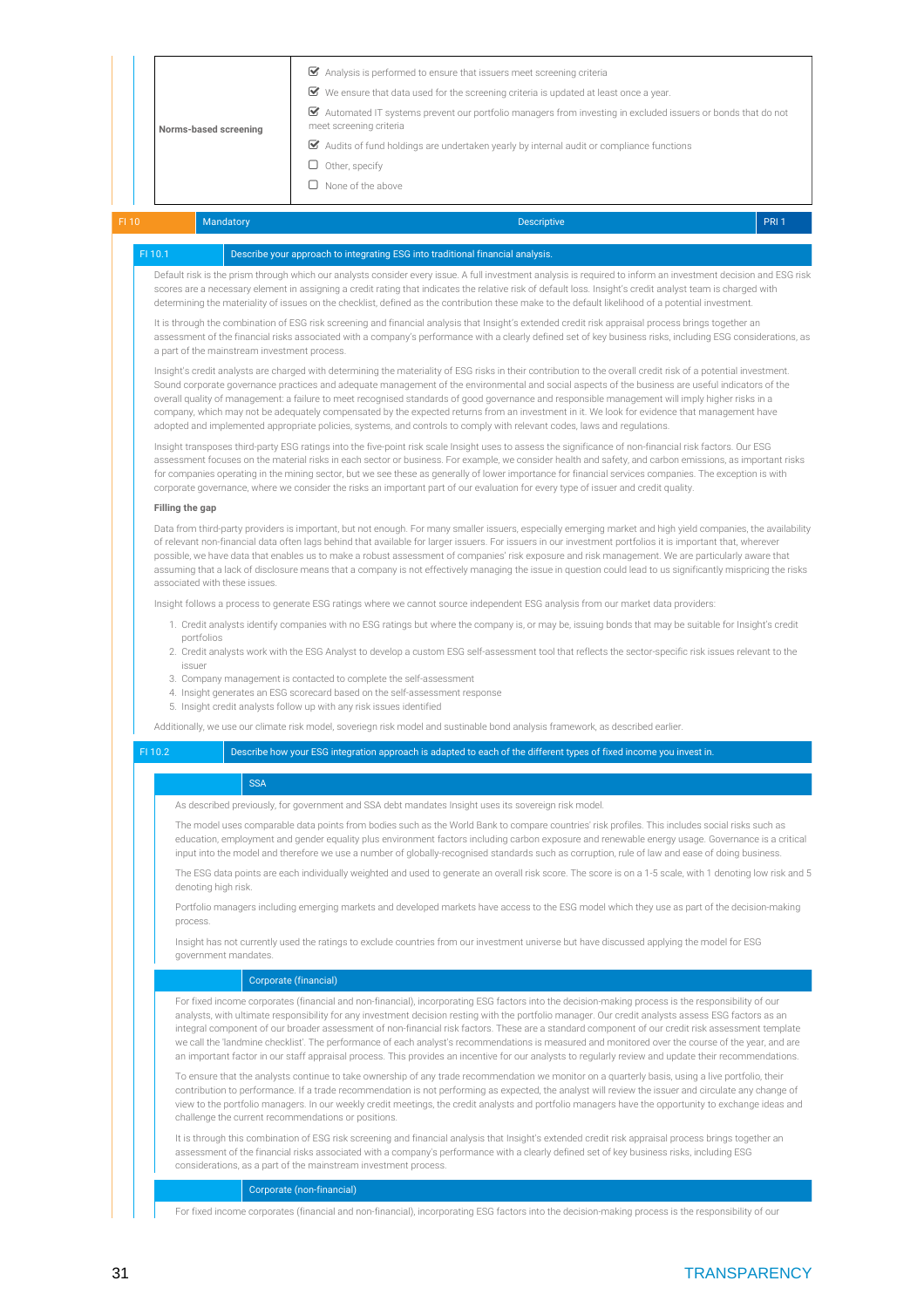| Norms-based screening | ☑ Analysis is performed to ensure that issuers meet screening criteria<br>☑ We ensure that data used for the screening criteria is updated at least once a year.<br>☑ Automated IT systems prevent our portfolio managers from investing in excluded issuers or bonds that do not meet screening criteria<br>☑ Audits of fund holdings are undertaken yearly by internal audit or compliance functions<br>☐ Other, specify<br>☐ None of the above |
|---|---|

| FI 10 | Mandatory | Descriptive | PRI 1 |
|---|---|---|---|

| FI 10.1 | Describe your approach to integrating ESG into traditional financial analysis. |
|---|---|

Default risk is the prism through which our analysts consider every issue. A full investment analysis is required to inform an investment decision and ESG risk scores are a necessary element in assigning a credit rating that indicates the relative risk of default loss. Insight's credit analyst team is charged with determining the materiality of issues on the checklist, defined as the contribution these make to the default likelihood of a potential investment.

It is through the combination of ESG risk screening and financial analysis that Insight's extended credit risk appraisal process brings together an assessment of the financial risks associated with a company's performance with a clearly defined set of key business risks, including ESG considerations, as a part of the mainstream investment process.

Insight's credit analysts are charged with determining the materiality of ESG risks in their contribution to the overall credit risk of a potential investment. Sound corporate governance practices and adequate management of the environmental and social aspects of the business are useful indicators of the overall quality of management: a failure to meet recognised standards of good governance and responsible management will imply higher risks in a company, which may not be adequately compensated by the expected returns from an investment in it. We look for evidence that management have adopted and implemented appropriate policies, systems, and controls to comply with relevant codes, laws and regulations.

Insight transposes third-party ESG ratings into the five-point risk scale Insight uses to assess the significance of non-financial risk factors. Our ESG assessment focuses on the material risks in each sector or business. For example, we consider health and safety, and carbon emissions, as important risks for companies operating in the mining sector, but we see these as generally of lower importance for financial services companies. The exception is with corporate governance, where we consider the risks an important part of our evaluation for every type of issuer and credit quality.

**Filling the gap**

Data from third-party providers is important, but not enough. For many smaller issuers, especially emerging market and high yield companies, the availability of relevant non-financial data often lags behind that available for larger issuers. For issuers in our investment portfolios it is important that, wherever possible, we have data that enables us to make a robust assessment of companies' risk exposure and risk management. We are particularly aware that assuming that a lack of disclosure means that a company is not effectively managing the issue in question could lead to us significantly mispricing the risks associated with these issues.

Insight follows a process to generate ESG ratings where we cannot source independent ESG analysis from our market data providers:

1. Credit analysts identify companies with no ESG ratings but where the company is, or may be, issuing bonds that may be suitable for Insight's credit portfolios
2. Credit analysts work with the ESG Analyst to develop a custom ESG self-assessment tool that reflects the sector-specific risk issues relevant to the issuer
3. Company management is contacted to complete the self-assessment
4. Insight generates an ESG scorecard based on the self-assessment response
5. Insight credit analysts follow up with any risk issues identified

Additionally, we use our climate risk model, soveriegn risk model and sustainable bond analysis framework, as described earlier.

| FI 10.2 | Describe how your ESG integration approach is adapted to each of the different types of fixed income you invest in. |
|---|---|

### SSA

As described previously, for government and SSA debt mandates Insight uses its sovereign risk model.

The model uses comparable data points from bodies such as the World Bank to compare countries' risk profiles. This includes social risks such as education, employment and gender equality plus environment factors including carbon exposure and renewable energy usage. Governance is a critical input into the model and therefore we use a number of globally-recognised standards such as corruption, rule of law and ease of doing business.

The ESG data points are each individually weighted and used to generate an overall risk score. The score is on a 1-5 scale, with 1 denoting low risk and 5 denoting high risk.

Portfolio managers including emerging markets and developed markets have access to the ESG model which they use as part of the decision-making process.

Insight has not currently used the ratings to exclude countries from our investment universe but have discussed applying the model for ESG government mandates.

### Corporate (financial)

For fixed income corporates (financial and non-financial), incorporating ESG factors into the decision-making process is the responsibility of our analysts, with ultimate responsibility for any investment decision resting with the portfolio manager. Our credit analysts assess ESG factors as an integral component of our broader assessment of non-financial risk factors. These are a standard component of our credit risk assessment template we call the 'landmine checklist'. The performance of each analyst's recommendations is measured and monitored over the course of the year, and are an important factor in our staff appraisal process. This provides an incentive for our analysts to regularly review and update their recommendations.

To ensure that the analysts continue to take ownership of any trade recommendation we monitor on a quarterly basis, using a live portfolio, their contribution to performance. If a trade recommendation is not performing as expected, the analyst will review the issuer and circulate any change of view to the portfolio managers. In our weekly credit meetings, the credit analysts and portfolio managers have the opportunity to exchange ideas and challenge the current recommendations or positions.

It is through this combination of ESG risk screening and financial analysis that Insight's extended credit risk appraisal process brings together an assessment of the financial risks associated with a company's performance with a clearly defined set of key business risks, including ESG considerations, as a part of the mainstream investment process.

### Corporate (non-financial)

For fixed income corporates (financial and non-financial), incorporating ESG factors into the decision-making process is the responsibility of our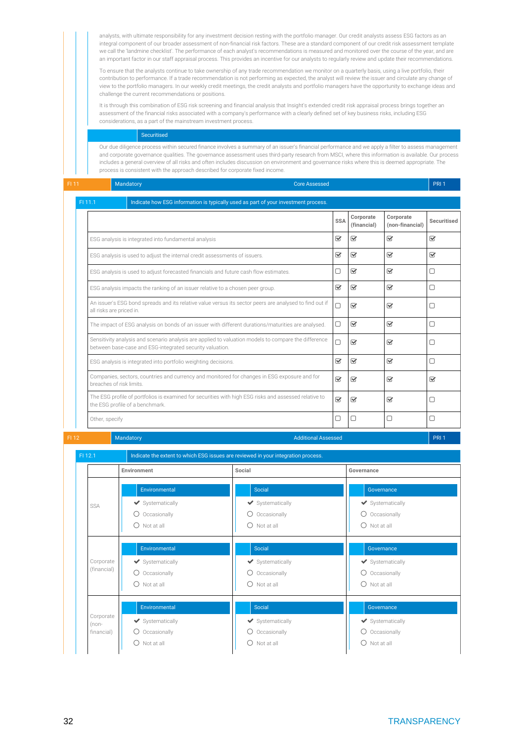analysts, with ultimate responsibility for any investment decision resting with the portfolio manager. Our credit analysts assess ESG factors as an integral component of our broader assessment of non-financial risk factors. These are a standard component of our credit risk assessment template we call the 'landmine checklist'. The performance of each analyst's recommendations is measured and monitored over the course of the year, and are an important factor in our staff appraisal process. This provides an incentive for our analysts to regularly review and update their recommendations.

To ensure that the analysts continue to take ownership of any trade recommendation we monitor on a quarterly basis, using a live portfolio, their contribution to performance. If a trade recommendation is not performing as expected, the analyst will review the issuer and circulate any change of view to the portfolio managers. In our weekly credit meetings, the credit analysts and portfolio managers have the opportunity to exchange ideas and challenge the current recommendations or positions.

It is through this combination of ESG risk screening and financial analysis that Insight's extended credit risk appraisal process brings together an assessment of the financial risks associated with a company's performance with a clearly defined set of key business risks, including ESG considerations, as a part of the mainstream investment process.

**Securitised**

Our due diligence process within secured finance involves a summary of an issuer's financial performance and we apply a filter to assess management and corporate governance qualities. The governance assessment uses third-party research from MSCI, where this information is available. Our process includes a general overview of all risks and often includes discussion on environment and governance risks where this is deemed appropriate. The process is consistent with the approach described for corporate fixed income.

## FI 11 | Mandatory | Core Assessed | PRI 1

### FI 11.1 Indicate how ESG information is typically used as part of your investment process.

| | SSA | Corporate (financial) | Corporate (non-financial) | Securitised |
|---|---|---|---|---|
| ESG analysis is integrated into fundamental analysis | ☑ | ☑ | ☑ | ☑ |
| ESG analysis is used to adjust the internal credit assessments of issuers. | ☑ | ☑ | ☑ | ☑ |
| ESG analysis is used to adjust forecasted financials and future cash flow estimates. | ☐ | ☑ | ☑ | ☐ |
| ESG analysis impacts the ranking of an issuer relative to a chosen peer group. | ☑ | ☑ | ☑ | ☐ |
| An issuer's ESG bond spreads and its relative value versus its sector peers are analysed to find out if all risks are priced in. | ☐ | ☑ | ☑ | ☐ |
| The impact of ESG analysis on bonds of an issuer with different durations/maturities are analysed. | ☐ | ☑ | ☑ | ☐ |
| Sensitivity analysis and scenario analysis are applied to valuation models to compare the difference between base-case and ESG-integrated security valuation. | ☐ | ☑ | ☑ | ☐ |
| ESG analysis is integrated into portfolio weighting decisions. | ☑ | ☑ | ☑ | ☐ |
| Companies, sectors, countries and currency and monitored for changes in ESG exposure and for breaches of risk limits. | ☑ | ☑ | ☑ | ☑ |
| The ESG profile of portfolios is examined for securities with high ESG risks and assessed relative to the ESG profile of a benchmark. | ☑ | ☑ | ☑ | ☐ |
| Other, specify | ☐ | ☐ | ☐ | ☐ |

## FI 12 | Mandatory | Additional Assessed | PRI 1

### FI 12.1 Indicate the extent to which ESG issues are reviewed in your integration process.

| | Environment | Social | Governance |
|---|---|---|---|
| SSA | ✔ Systematically<br>○ Occasionally<br>○ Not at all | ✔ Systematically<br>○ Occasionally<br>○ Not at all | ✔ Systematically<br>○ Occasionally<br>○ Not at all |
| Corporate (financial) | ✔ Systematically<br>○ Occasionally<br>○ Not at all | ✔ Systematically<br>○ Occasionally<br>○ Not at all | ✔ Systematically<br>○ Occasionally<br>○ Not at all |
| Corporate (non-financial) | ✔ Systematically<br>○ Occasionally<br>○ Not at all | ✔ Systematically<br>○ Occasionally<br>○ Not at all | ✔ Systematically<br>○ Occasionally<br>○ Not at all |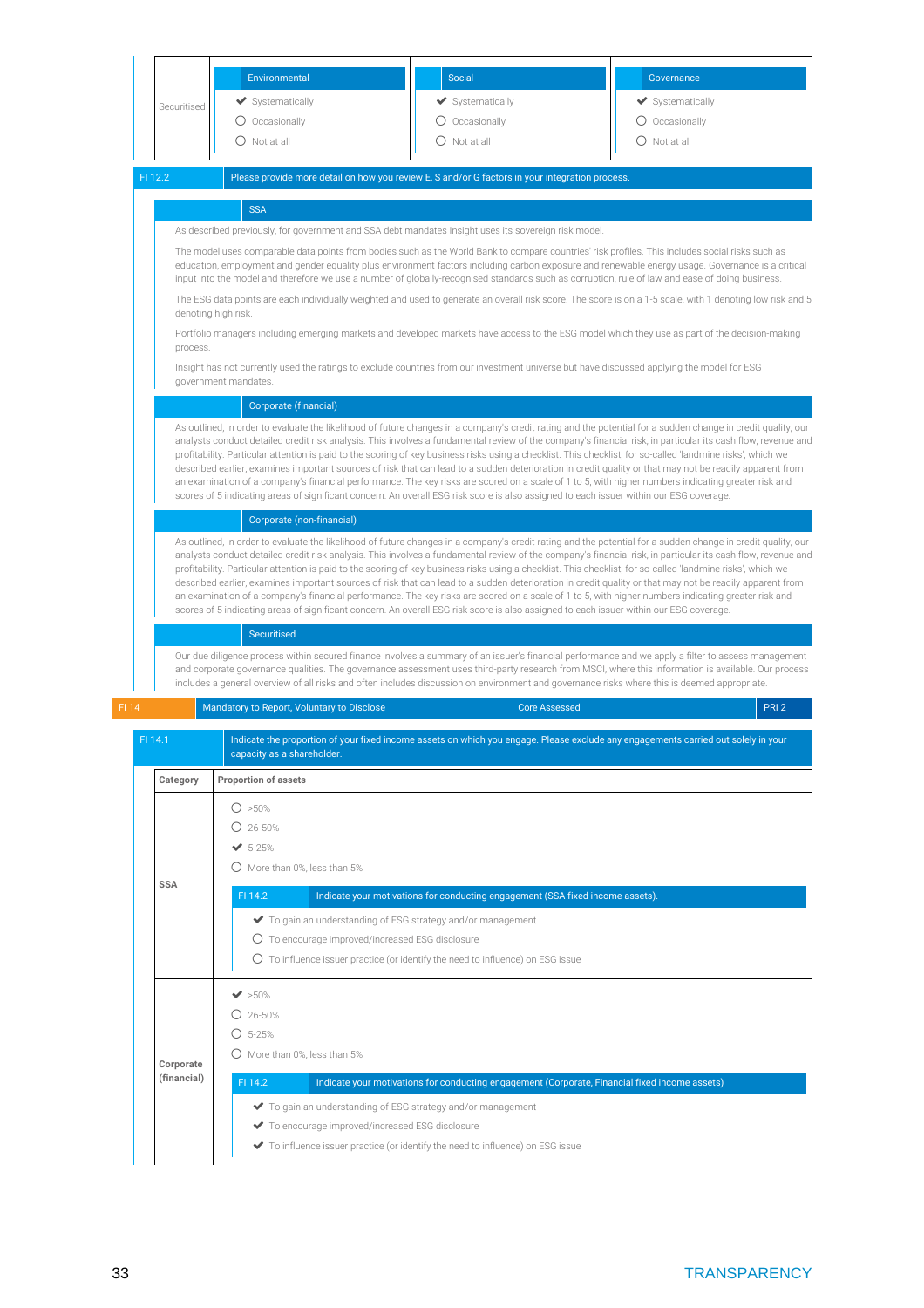| | Environmental | Social | Governance |
|---|---|---|---|
| Securitised | ✔ Systematically<br>○ Occasionally<br>○ Not at all | ✔ Systematically<br>○ Occasionally<br>○ Not at all | ✔ Systematically<br>○ Occasionally<br>○ Not at all |

**FI 12.2** Please provide more detail on how you review E, S and/or G factors in your integration process.

**SSA**

As described previously, for government and SSA debt mandates Insight uses its sovereign risk model.

The model uses comparable data points from bodies such as the World Bank to compare countries' risk profiles. This includes social risks such as education, employment and gender equality plus environment factors including carbon exposure and renewable energy usage. Governance is a critical input into the model and therefore we use a number of globally-recognised standards such as corruption, rule of law and ease of doing business.

The ESG data points are each individually weighted and used to generate an overall risk score. The score is on a 1-5 scale, with 1 denoting low risk and 5 denoting high risk.

Portfolio managers including emerging markets and developed markets have access to the ESG model which they use as part of the decision-making process.

Insight has not currently used the ratings to exclude countries from our investment universe but have discussed applying the model for ESG government mandates.

**Corporate (financial)**

As outlined, in order to evaluate the likelihood of future changes in a company's credit rating and the potential for a sudden change in credit quality, our analysts conduct detailed credit risk analysis. This involves a fundamental review of the company's financial risk, in particular its cash flow, revenue and profitability. Particular attention is paid to the scoring of key business risks using a checklist. This checklist, for so-called 'landmine risks', which we described earlier, examines important sources of risk that can lead to a sudden deterioration in credit quality or that may not be readily apparent from an examination of a company's financial performance. The key risks are scored on a scale of 1 to 5, with higher numbers indicating greater risk and scores of 5 indicating areas of significant concern. An overall ESG risk score is also assigned to each issuer within our ESG coverage.

**Corporate (non-financial)**

As outlined, in order to evaluate the likelihood of future changes in a company's credit rating and the potential for a sudden change in credit quality, our analysts conduct detailed credit risk analysis. This involves a fundamental review of the company's financial risk, in particular its cash flow, revenue and profitability. Particular attention is paid to the scoring of key business risks using a checklist. This checklist, for so-called 'landmine risks', which we described earlier, examines important sources of risk that can lead to a sudden deterioration in credit quality or that may not be readily apparent from an examination of a company's financial performance. The key risks are scored on a scale of 1 to 5, with higher numbers indicating greater risk and scores of 5 indicating areas of significant concern. An overall ESG risk score is also assigned to each issuer within our ESG coverage.

**Securitised**

Our due diligence process within secured finance involves a summary of an issuer's financial performance and we apply a filter to assess management and corporate governance qualities. The governance assessment uses third-party research from MSCI, where this information is available. Our process includes a general overview of all risks and often includes discussion on environment and governance risks where this is deemed appropriate.

| FI 14 | Mandatory to Report, Voluntary to Disclose | Core Assessed | PRI 2 |
|---|---|---|---|

**FI 14.1** Indicate the proportion of your fixed income assets on which you engage. Please exclude any engagements carried out solely in your capacity as a shareholder.

| Category | Proportion of assets |
|---|---|
| SSA | ○ >50%<br>○ 26-50%<br>✔ 5-25%<br>○ More than 0%, less than 5%<br><br>**FI 14.2** Indicate your motivations for conducting engagement (SSA fixed income assets).<br>✔ To gain an understanding of ESG strategy and/or management<br>○ To encourage improved/increased ESG disclosure<br>○ To influence issuer practice (or identify the need to influence) on ESG issue |
| Corporate (financial) | ✔ >50%<br>○ 26-50%<br>○ 5-25%<br>○ More than 0%, less than 5%<br><br>**FI 14.2** Indicate your motivations for conducting engagement (Corporate, Financial fixed income assets)<br>✔ To gain an understanding of ESG strategy and/or management<br>✔ To encourage improved/increased ESG disclosure<br>✔ To influence issuer practice (or identify the need to influence) on ESG issue |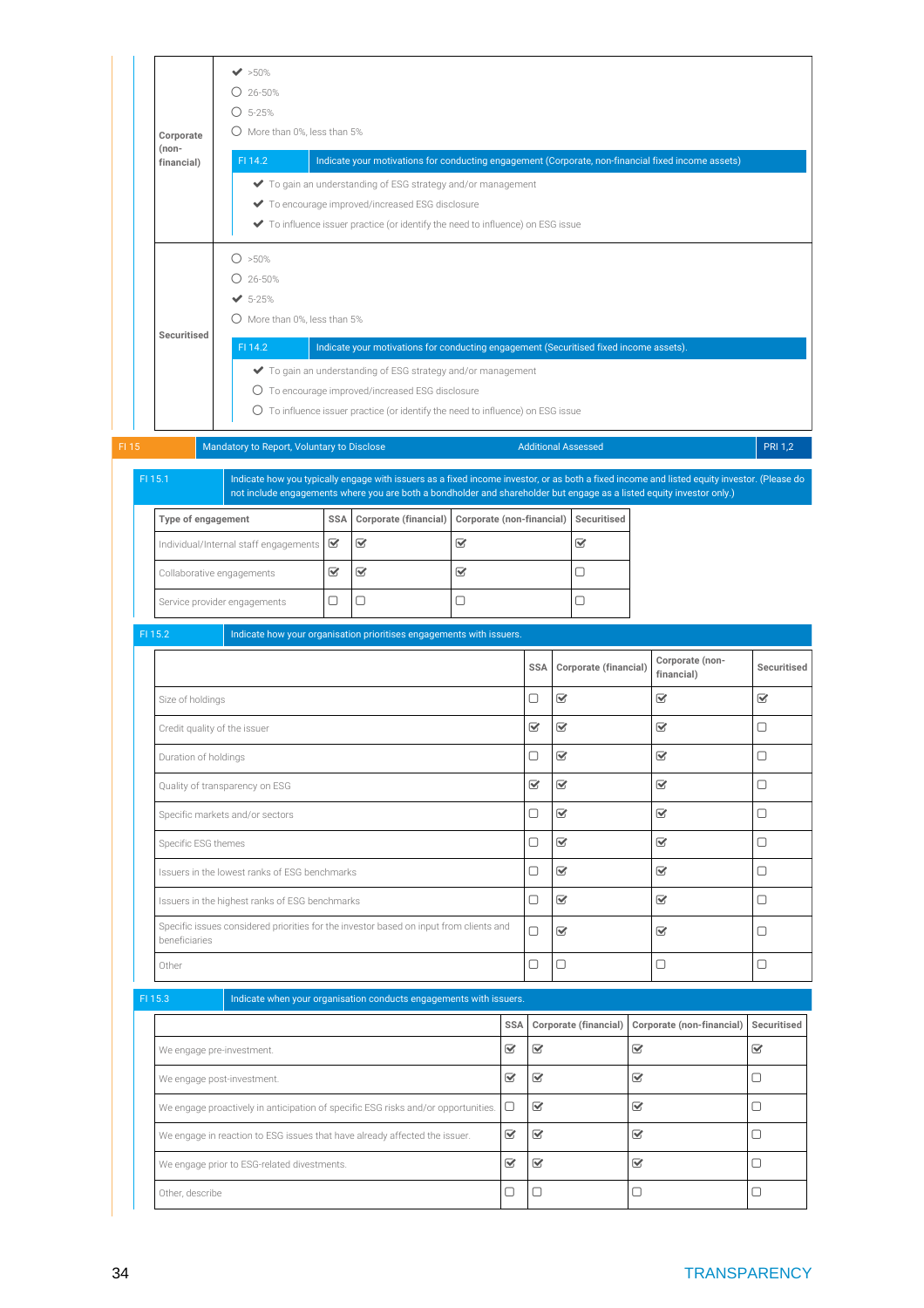**Corporate (non-financial)**

- ✔ >50%
- ○ 26-50%
- ○ 5-25%
- ○ More than 0%, less than 5%

| FI 14.2 | Indicate your motivations for conducting engagement (Corporate, non-financial fixed income assets) |
|---|---|

- ✔ To gain an understanding of ESG strategy and/or management
- ✔ To encourage improved/increased ESG disclosure
- ✔ To influence issuer practice (or identify the need to influence) on ESG issue

**Securitised**

- ○ >50%
- ○ 26-50%
- ✔ 5-25%
- ○ More than 0%, less than 5%

| FI 14.2 | Indicate your motivations for conducting engagement (Securitised fixed income assets). |
|---|---|

- ✔ To gain an understanding of ESG strategy and/or management
- ○ To encourage improved/increased ESG disclosure
- ○ To influence issuer practice (or identify the need to influence) on ESG issue

| FI 15 | Mandatory to Report, Voluntary to Disclose | Additional Assessed | PRI 1,2 |
|---|---|---|---|

| FI 15.1 | Indicate how you typically engage with issuers as a fixed income investor, or as both a fixed income and listed equity investor. (Please do not include engagements where you are both a bondholder and shareholder but engage as a listed equity investor only.) |
|---|---|

| Type of engagement | SSA | Corporate (financial) | Corporate (non-financial) | Securitised |
|---|---|---|---|---|
| Individual/Internal staff engagements | ☑ | ☑ | ☑ | ☑ |
| Collaborative engagements | ☑ | ☑ | ☑ | ☐ |
| Service provider engagements | ☐ | ☐ | ☐ | ☐ |

| FI 15.2 | Indicate how your organisation prioritises engagements with issuers. |
|---|---|

| | SSA | Corporate (financial) | Corporate (non-financial) | Securitised |
|---|---|---|---|---|
| Size of holdings | ☐ | ☑ | ☑ | ☑ |
| Credit quality of the issuer | ☑ | ☑ | ☑ | ☐ |
| Duration of holdings | ☐ | ☑ | ☑ | ☐ |
| Quality of transparency on ESG | ☑ | ☑ | ☑ | ☐ |
| Specific markets and/or sectors | ☐ | ☑ | ☑ | ☐ |
| Specific ESG themes | ☐ | ☑ | ☑ | ☐ |
| Issuers in the lowest ranks of ESG benchmarks | ☐ | ☑ | ☑ | ☐ |
| Issuers in the highest ranks of ESG benchmarks | ☐ | ☑ | ☑ | ☐ |
| Specific issues considered priorities for the investor based on input from clients and beneficiaries | ☐ | ☑ | ☑ | ☐ |
| Other | ☐ | ☐ | ☐ | ☐ |

| FI 15.3 | Indicate when your organisation conducts engagements with issuers. |
|---|---|

| | SSA | Corporate (financial) | Corporate (non-financial) | Securitised |
|---|---|---|---|---|
| We engage pre-investment. | ☑ | ☑ | ☑ | ☑ |
| We engage post-investment. | ☑ | ☑ | ☑ | ☐ |
| We engage proactively in anticipation of specific ESG risks and/or opportunities. | ☐ | ☑ | ☑ | ☐ |
| We engage in reaction to ESG issues that have already affected the issuer. | ☑ | ☑ | ☑ | ☐ |
| We engage prior to ESG-related divestments. | ☑ | ☑ | ☑ | ☐ |
| Other, describe | ☐ | ☐ | ☐ | ☐ |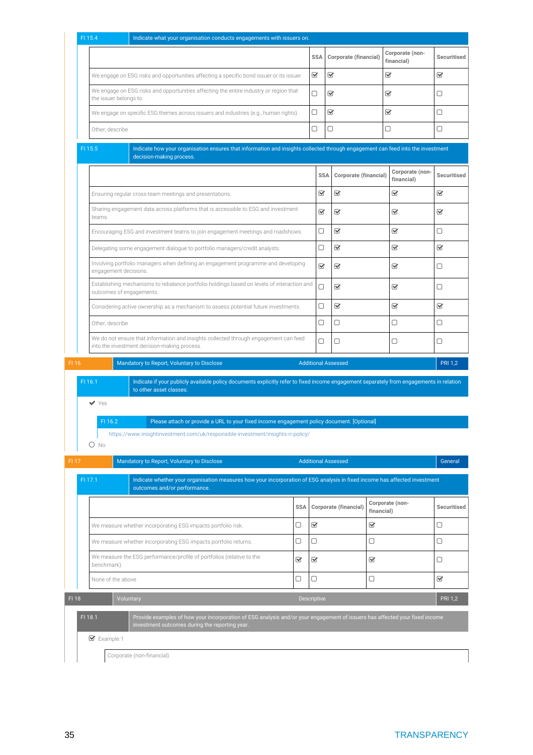| FI 15.4 | Indicate what your organisation conducts engagements with issuers on. |
|---|---|

| | SSA | Corporate (financial) | Corporate (non-financial) | Securitised |
|---|---|---|---|---|
| We engage on ESG risks and opportunities affecting a specific bond issuer or its issuer. | ☑ | ☑ | ☑ | ☑ |
| We engage on ESG risks and opportunities affecting the entire industry or region that the issuer belongs to. | ☐ | ☑ | ☑ | ☐ |
| We engage on specific ESG themes across issuers and industries (e.g., human rights). | ☐ | ☑ | ☑ | ☐ |
| Other, describe | ☐ | ☐ | ☐ | ☐ |

| FI 15.5 | Indicate how your organisation ensures that information and insights collected through engagement can feed into the investment decision-making process. |
|---|---|

| | SSA | Corporate (financial) | Corporate (non-financial) | Securitised |
|---|---|---|---|---|
| Ensuring regular cross-team meetings and presentations. | ☑ | ☑ | ☑ | ☑ |
| Sharing engagement data across platforms that is accessible to ESG and investment teams. | ☑ | ☑ | ☑ | ☑ |
| Encouraging ESG and investment teams to join engagement meetings and roadshows. | ☐ | ☑ | ☑ | ☐ |
| Delegating some engagement dialogue to portfolio managers/credit analysts. | ☐ | ☑ | ☑ | ☑ |
| Involving portfolio managers when defining an engagement programme and developing engagement decisions. | ☑ | ☑ | ☑ | ☐ |
| Establishing mechanisms to rebalance portfolio holdings based on levels of interaction and outcomes of engagements. | ☐ | ☑ | ☑ | ☐ |
| Considering active ownership as a mechanism to assess potential future investments. | ☐ | ☑ | ☑ | ☑ |
| Other, describe | ☐ | ☐ | ☐ | ☐ |
| We do not ensure that information and insights collected through engagement can feed into the investment decision-making process. | ☐ | ☐ | ☐ | ☐ |

| FI 16 | Mandatory to Report, Voluntary to Disclose | Additional Assessed | PRI 1,2 |
|---|---|---|---|

| FI 16.1 | Indicate if your publicly available policy documents explicitly refer to fixed income engagement separately from engagements in relation to other asset classes. |
|---|---|

✔ Yes

| FI 16.2 | Please attach or provide a URL to your fixed income engagement policy document. [Optional] |
|---|---|

https://www.insightinvestment.com/uk/responsible-investment/insights-ri-policy/

○ No

| FI 17 | Mandatory to Report, Voluntary to Disclose | Additional Assessed | General |
|---|---|---|---|

| FI 17.1 | Indicate whether your organisation measures how your incorporation of ESG analysis in fixed income has affected investment outcomes and/or performance. |
|---|---|

| | SSA | Corporate (financial) | Corporate (non-financial) | Securitised |
|---|---|---|---|---|
| We measure whether incorporating ESG impacts portfolio risk. | ☐ | ☑ | ☑ | ☐ |
| We measure whether incorporating ESG impacts portfolio returns. | ☐ | ☐ | ☐ | ☐ |
| We measure the ESG performance/profile of portfolios (relative to the benchmark). | ☑ | ☑ | ☑ | ☐ |
| None of the above | ☐ | ☐ | ☐ | ☑ |

| FI 18 | Voluntary | Descriptive | PRI 1,2 |
|---|---|---|---|

| FI 18.1 | Provide examples of how your incorporation of ESG analysis and/or your engagement of issuers has affected your fixed income investment outcomes during the reporting year. |
|---|---|

☑ Example 1

Corporate (non-financial)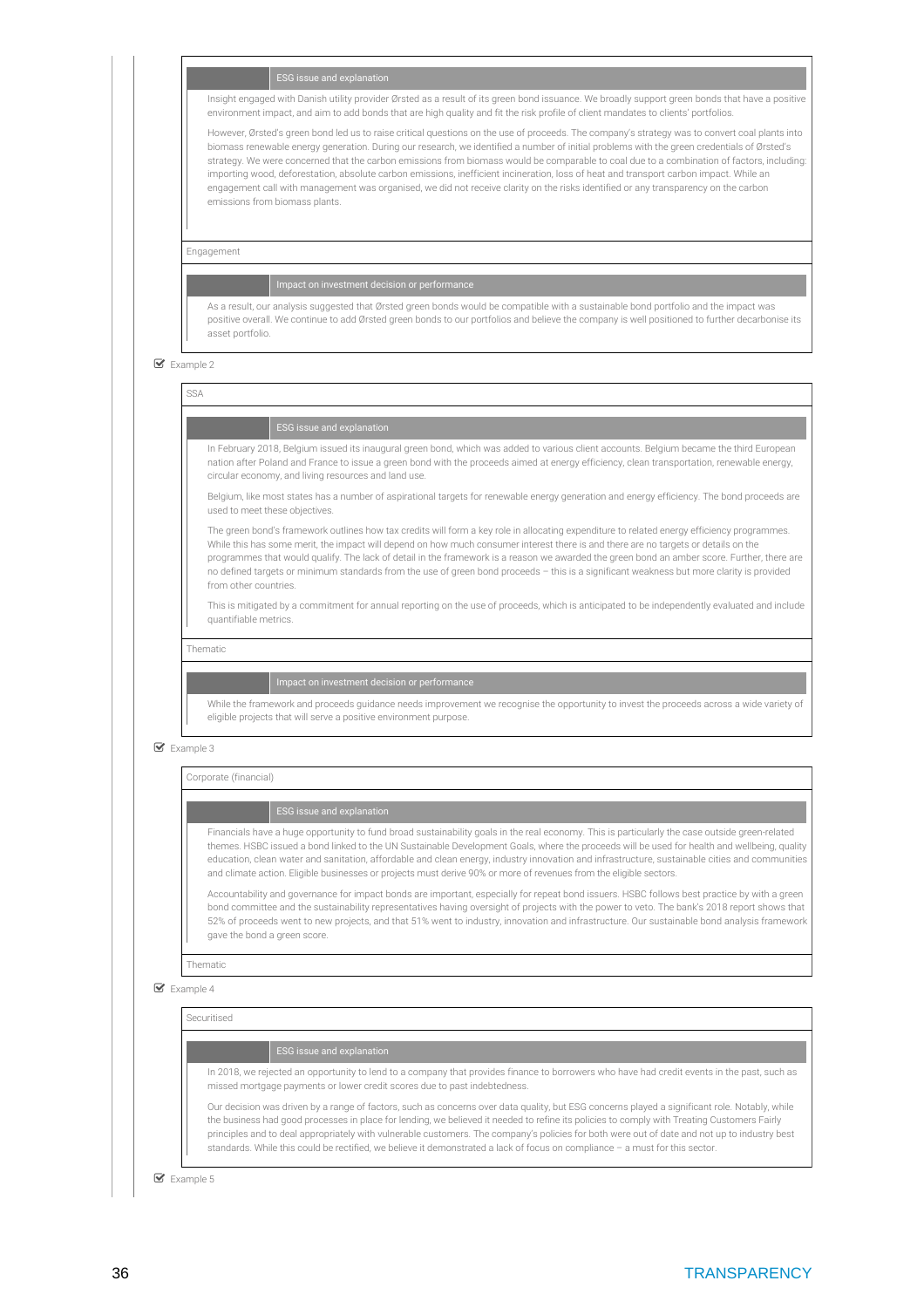**ESG issue and explanation**

Insight engaged with Danish utility provider Ørsted as a result of its green bond issuance. We broadly support green bonds that have a positive environment impact, and aim to add bonds that are high quality and fit the risk profile of client mandates to clients' portfolios.

However, Ørsted's green bond led us to raise critical questions on the use of proceeds. The company's strategy was to convert coal plants into biomass renewable energy generation. During our research, we identified a number of initial problems with the green credentials of Ørsted's strategy. We were concerned that the carbon emissions from biomass would be comparable to coal due to a combination of factors, including: importing wood, deforestation, absolute carbon emissions, inefficient incineration, loss of heat and transport carbon impact. While an engagement call with management was organised, we did not receive clarity on the risks identified or any transparency on the carbon emissions from biomass plants.

Engagement

**Impact on investment decision or performance**

As a result, our analysis suggested that Ørsted green bonds would be compatible with a sustainable bond portfolio and the impact was positive overall. We continue to add Ørsted green bonds to our portfolios and believe the company is well positioned to further decarbonise its asset portfolio.

☑ Example 2

SSA

**ESG issue and explanation**

In February 2018, Belgium issued its inaugural green bond, which was added to various client accounts. Belgium became the third European nation after Poland and France to issue a green bond with the proceeds aimed at energy efficiency, clean transportation, renewable energy, circular economy, and living resources and land use.

Belgium, like most states has a number of aspirational targets for renewable energy generation and energy efficiency. The bond proceeds are used to meet these objectives.

The green bond's framework outlines how tax credits will form a key role in allocating expenditure to related energy efficiency programmes. While this has some merit, the impact will depend on how much consumer interest there is and there are no targets or details on the programmes that would qualify. The lack of detail in the framework is a reason we awarded the green bond an amber score. Further, there are no defined targets or minimum standards from the use of green bond proceeds – this is a significant weakness but more clarity is provided from other countries.

This is mitigated by a commitment for annual reporting on the use of proceeds, which is anticipated to be independently evaluated and include quantifiable metrics.

Thematic

**Impact on investment decision or performance**

While the framework and proceeds guidance needs improvement we recognise the opportunity to invest the proceeds across a wide variety of eligible projects that will serve a positive environment purpose.

☑ Example 3

Corporate (financial)

**ESG issue and explanation**

Financials have a huge opportunity to fund broad sustainability goals in the real economy. This is particularly the case outside green-related themes. HSBC issued a bond linked to the UN Sustainable Development Goals, where the proceeds will be used for health and wellbeing, quality education, clean water and sanitation, affordable and clean energy, industry innovation and infrastructure, sustainable cities and communities and climate action. Eligible businesses or projects must derive 90% or more of revenues from the eligible sectors.

Accountability and governance for impact bonds are important, especially for repeat bond issuers. HSBC follows best practice by with a green bond committee and the sustainability representatives having oversight of projects with the power to veto. The bank's 2018 report shows that 52% of proceeds went to new projects, and that 51% went to industry, innovation and infrastructure. Our sustainable bond analysis framework gave the bond a green score.

Thematic

☑ Example 4

Securitised

**ESG issue and explanation**

In 2018, we rejected an opportunity to lend to a company that provides finance to borrowers who have had credit events in the past, such as missed mortgage payments or lower credit scores due to past indebtedness.

Our decision was driven by a range of factors, such as concerns over data quality, but ESG concerns played a significant role. Notably, while the business had good processes in place for lending, we believed it needed to refine its policies to comply with Treating Customers Fairly principles and to deal appropriately with vulnerable customers. The company's policies for both were out of date and not up to industry best standards. While this could be rectified, we believe it demonstrated a lack of focus on compliance – a must for this sector.

☑ Example 5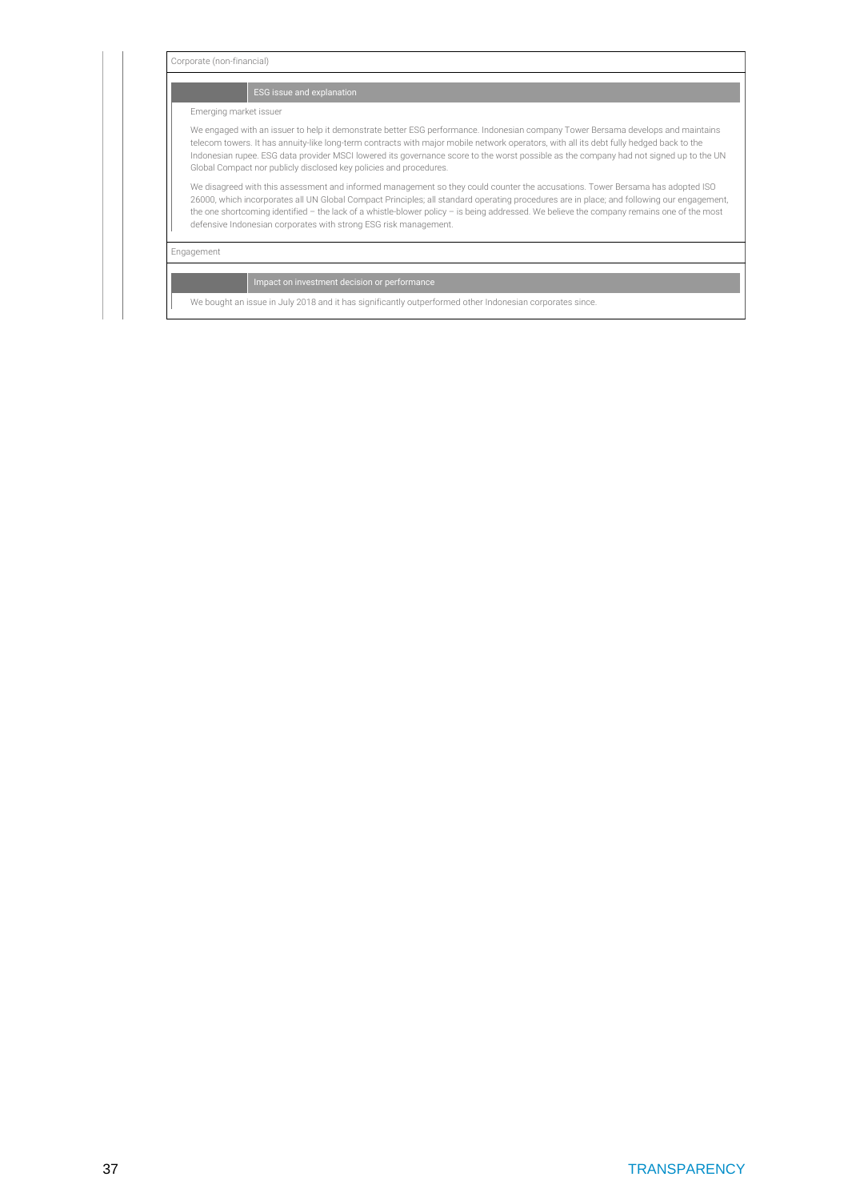Corporate (non-financial)

| | ESG issue and explanation |
|---|---|

Emerging market issuer

We engaged with an issuer to help it demonstrate better ESG performance. Indonesian company Tower Bersama develops and maintains telecom towers. It has annuity-like long-term contracts with major mobile network operators, with all its debt fully hedged back to the Indonesian rupee. ESG data provider MSCI lowered its governance score to the worst possible as the company had not signed up to the UN Global Compact nor publicly disclosed key policies and procedures.

We disagreed with this assessment and informed management so they could counter the accusations. Tower Bersama has adopted ISO 26000, which incorporates all UN Global Compact Principles; all standard operating procedures are in place; and following our engagement, the one shortcoming identified – the lack of a whistle-blower policy – is being addressed. We believe the company remains one of the most defensive Indonesian corporates with strong ESG risk management.

Engagement

| | Impact on investment decision or performance |
|---|---|

We bought an issue in July 2018 and it has significantly outperformed other Indonesian corporates since.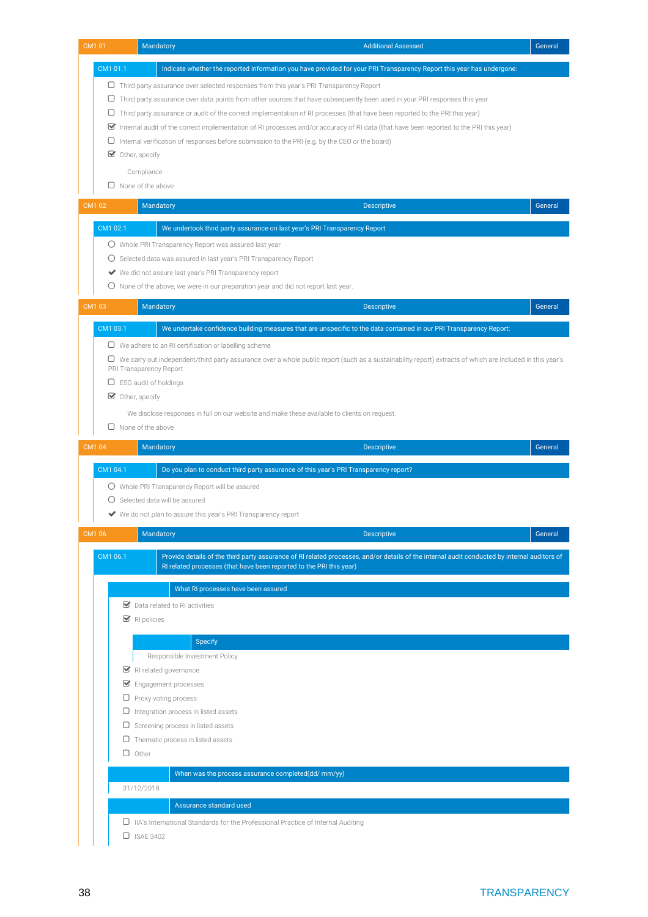| CM1 01 | Mandatory | Additional Assessed | General |
|---|---|---|---|

**CM1 01.1** Indicate whether the reported information you have provided for your PRI Transparency Report this year has undergone:

- ☐ Third party assurance over selected responses from this year's PRI Transparency Report
- ☐ Third party assurance over data points from other sources that have subsequently been used in your PRI responses this year
- ☐ Third party assurance or audit of the correct implementation of RI processes (that have been reported to the PRI this year)
- ☑ Internal audit of the correct implementation of RI processes and/or accuracy of RI data (that have been reported to the PRI this year)
- ☐ Internal verification of responses before submission to the PRI (e.g. by the CEO or the board)
- ☑ Other, specify

  Compliance

- ☐ None of the above

| CM1 02 | Mandatory | Descriptive | General |
|---|---|---|---|

**CM1 02.1** We undertook third party assurance on last year's PRI Transparency Report

- ○ Whole PRI Transparency Report was assured last year
- ○ Selected data was assured in last year's PRI Transparency Report
- ✔ We did not assure last year's PRI Transparency report
- ○ None of the above, we were in our preparation year and did not report last year.

| CM1 03 | Mandatory | Descriptive | General |
|---|---|---|---|

**CM1 03.1** We undertake confidence building measures that are unspecific to the data contained in our PRI Transparency Report:

- ☐ We adhere to an RI certification or labelling scheme
- ☐ We carry out independent/third party assurance over a whole public report (such as a sustainability report) extracts of which are included in this year's PRI Transparency Report
- ☐ ESG audit of holdings
- ☑ Other, specify

  We disclose responses in full on our website and make these available to clients on request.

- ☐ None of the above

| CM1 04 | Mandatory | Descriptive | General |
|---|---|---|---|

**CM1 04.1** Do you plan to conduct third party assurance of this year's PRI Transparency report?

- ○ Whole PRI Transparency Report will be assured
- ○ Selected data will be assured
- ✔ We do not plan to assure this year's PRI Transparency report

| CM1 06 | Mandatory | Descriptive | General |
|---|---|---|---|

**CM1 06.1** Provide details of the third party assurance of RI related processes, and/or details of the internal audit conducted by internal auditors of RI related processes (that have been reported to the PRI this year)

**What RI processes have been assured**

- ☑ Data related to RI activities
- ☑ RI policies

  **Specify**

  Responsible Investment Policy

- ☑ RI related governance
- ☑ Engagement processes
- ☐ Proxy voting process
- ☐ Integration process in listed assets
- ☐ Screening process in listed assets
- ☐ Thematic process in listed assets
- ☐ Other

**When was the process assurance completed(dd/ mm/yy)**

31/12/2018

**Assurance standard used**

- ☐ IIA's International Standards for the Professional Practice of Internal Auditing
- ☐ ISAE 3402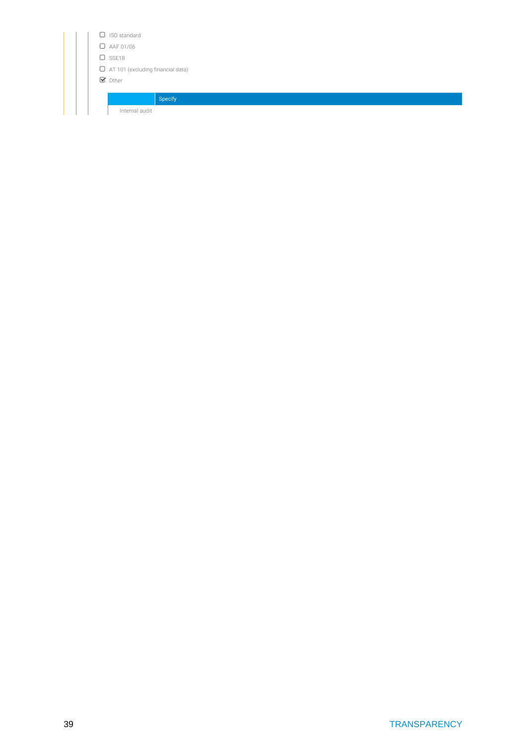- ☐ ISO standard
- ☐ AAF 01/06
- ☐ SSE18
- ☐ AT 101 (excluding financial data)
- ☑ Other

| | Specify |
|---|---|
| Internal audit | |